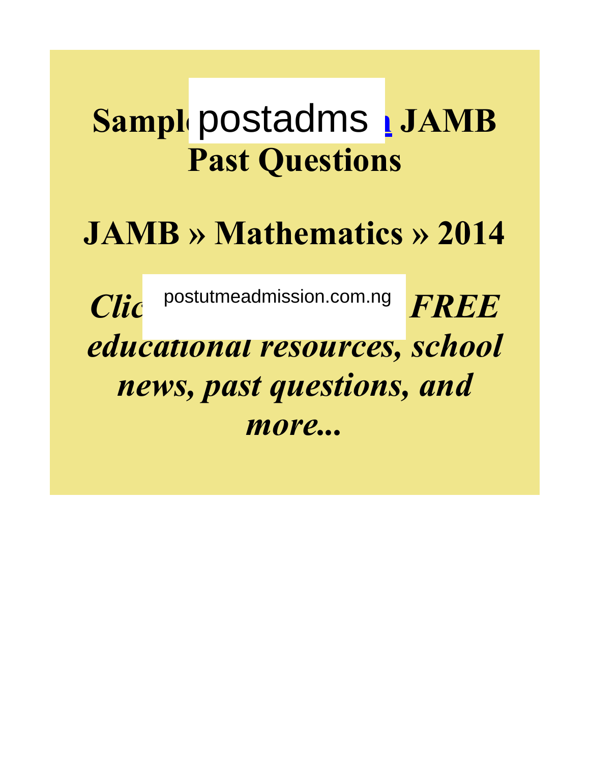# Sampl postadms n JAMB Past Questions

# JAMB » Mathematics » 2014

***Clic*** postutmeadmission.com.ng ***FREE educational resources, school news, past questions, and more...***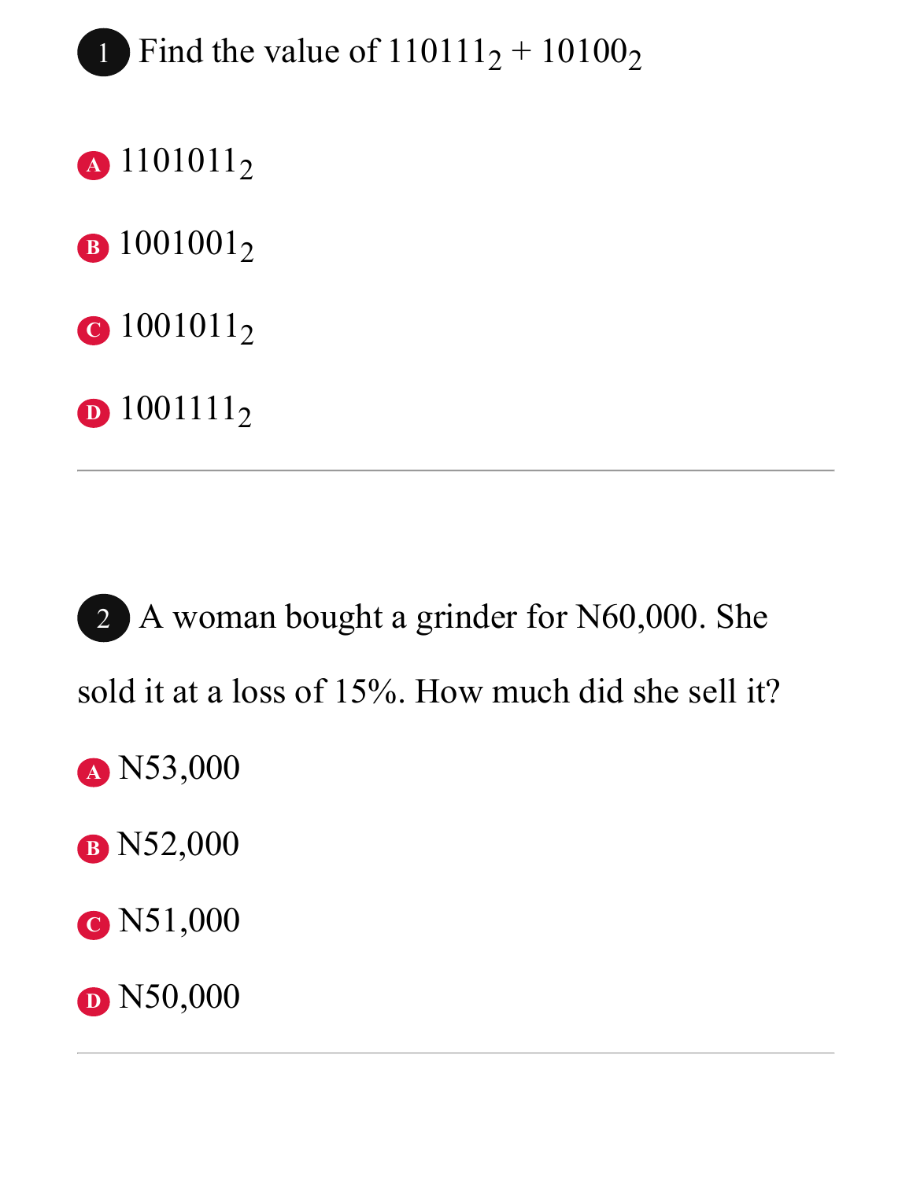1. Find the value of $110111_2 + 10100_2$

A. $1101011_2$

B. $1001001_2$

C. $1001011_2$

D. $1001111_2$

---

2. A woman bought a grinder for N60,000. She sold it at a loss of 15%. How much did she sell it?

A. N53,000

B. N52,000

C. N51,000

D. N50,000

---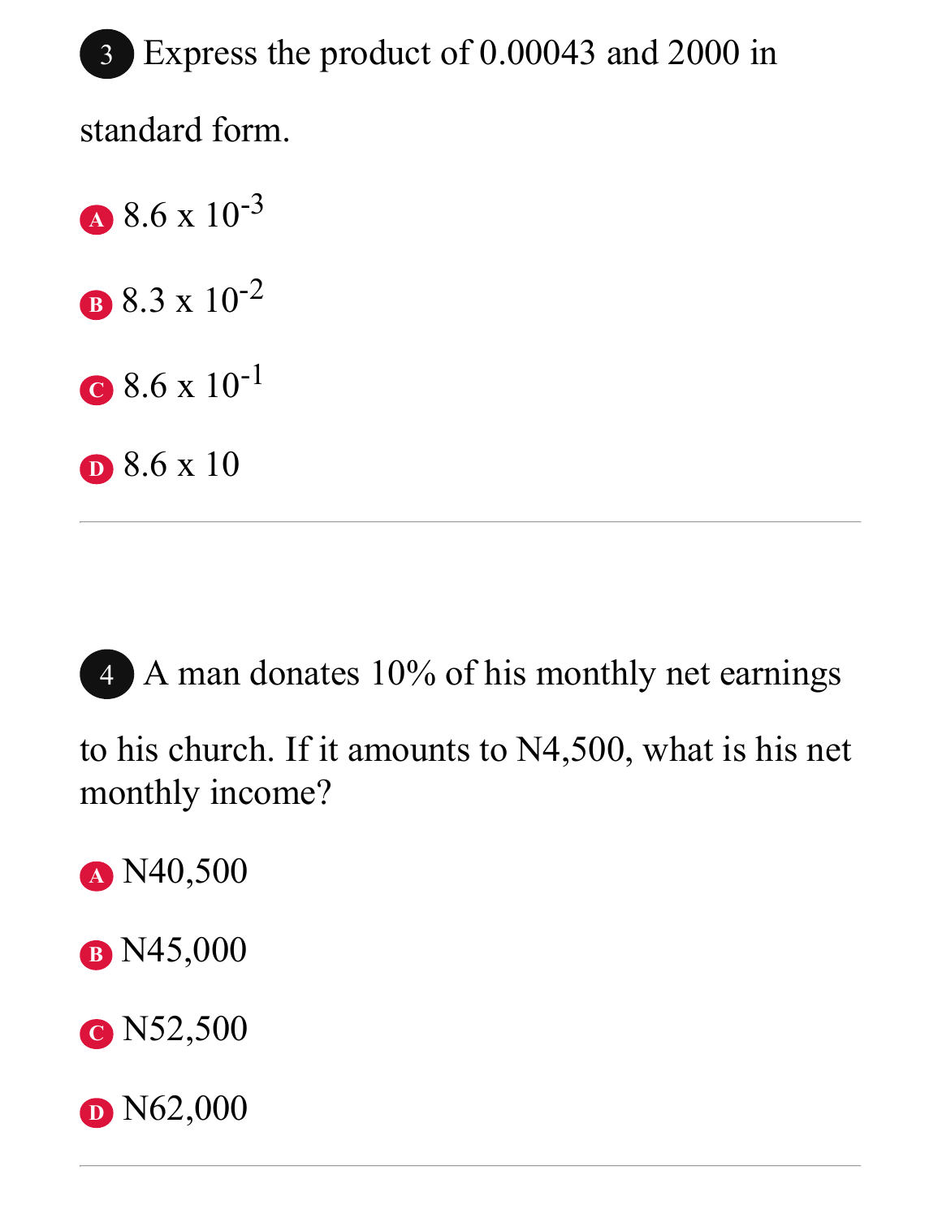3. Express the product of 0.00043 and 2000 in standard form.

A. $8.6 \times 10^{-3}$

B. $8.3 \times 10^{-2}$

C. $8.6 \times 10^{-1}$

D. $8.6 \times 10$

---

4. A man donates 10% of his monthly net earnings to his church. If it amounts to N4,500, what is his net monthly income?

A. N40,500

B. N45,000

C. N52,500

D. N62,000

---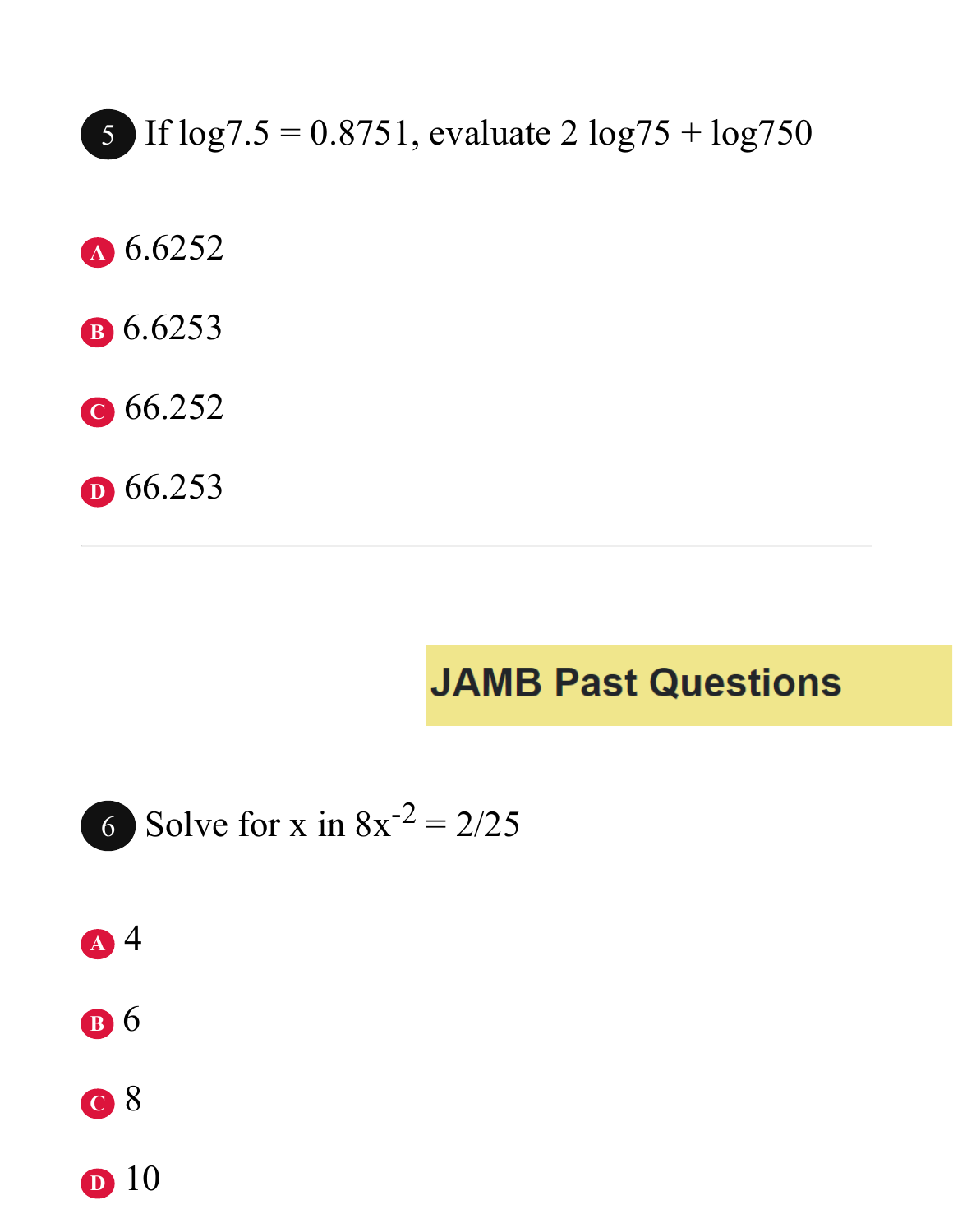5 If $\log 7.5 = 0.8751$, evaluate $2 \log 75 + \log 750$

A 6.6252

B 6.6253

C 66.252

D 66.253

---

**JAMB Past Questions**

6 Solve for x in $8x^{-2} = 2/25$

A 4

B 6

C 8

D 10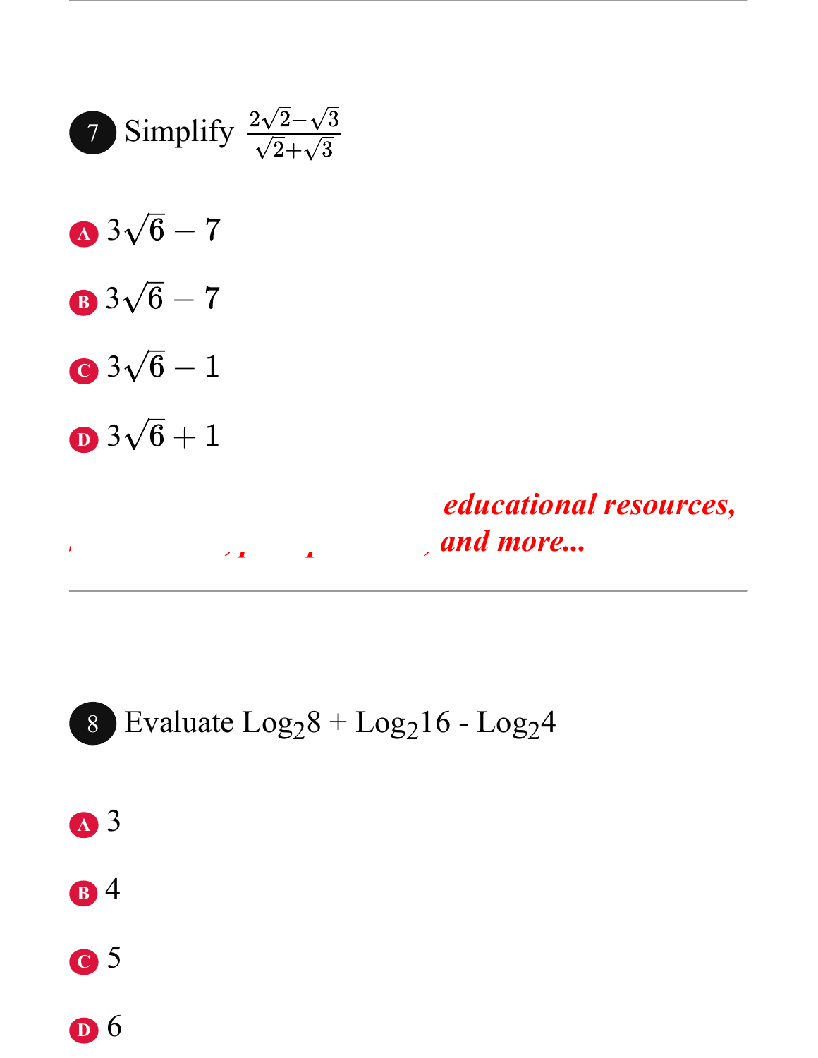7 Simplify $\frac{2\sqrt{2}-\sqrt{3}}{\sqrt{2}+\sqrt{3}}$

A $3\sqrt{6}-7$

B $3\sqrt{6}-7$

C $3\sqrt{6}-1$

D $3\sqrt{6}+1$

*educational resources, and more...*

8 Evaluate $Log_2 8$ + $Log_2 16$ - $Log_2 4$

A 3

B 4

C 5

D 6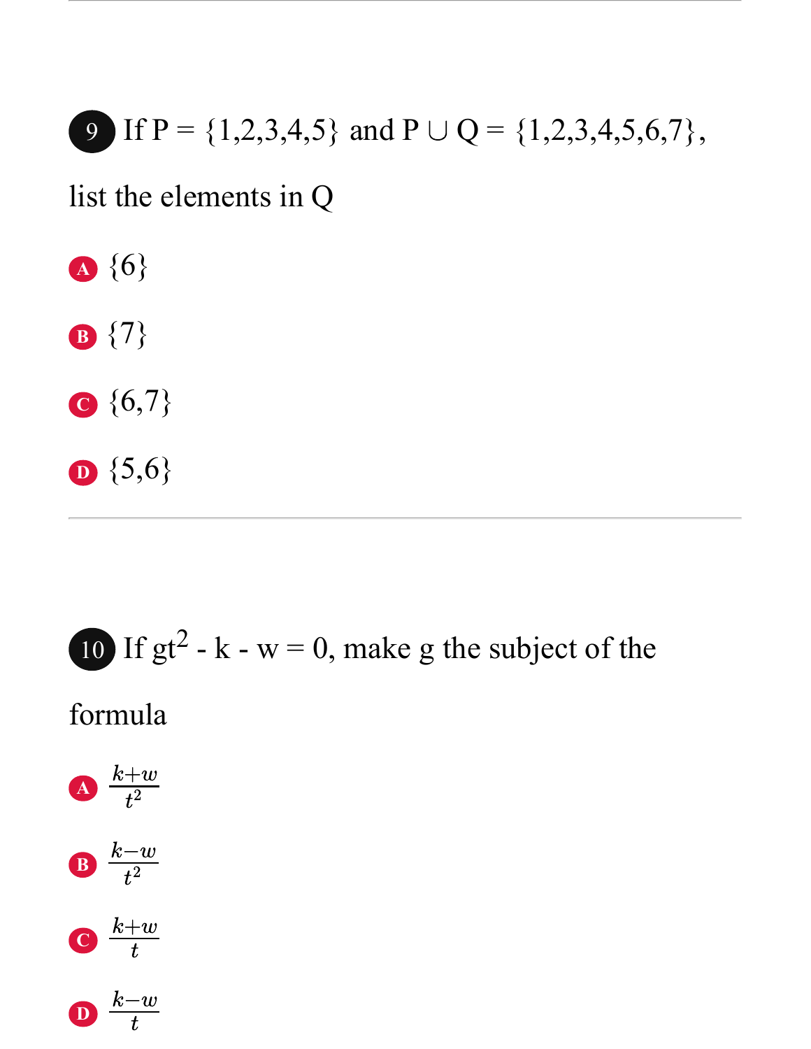9 If P = {1,2,3,4,5} and P ∪ Q = {1,2,3,4,5,6,7}, list the elements in Q

A {6}

B {7}

C {6,7}

D {5,6}

---

10 If $gt^2 - k - w = 0$, make g the subject of the formula

A $\frac{k+w}{t^2}$

B $\frac{k-w}{t^2}$

C $\frac{k+w}{t}$

D $\frac{k-w}{t}$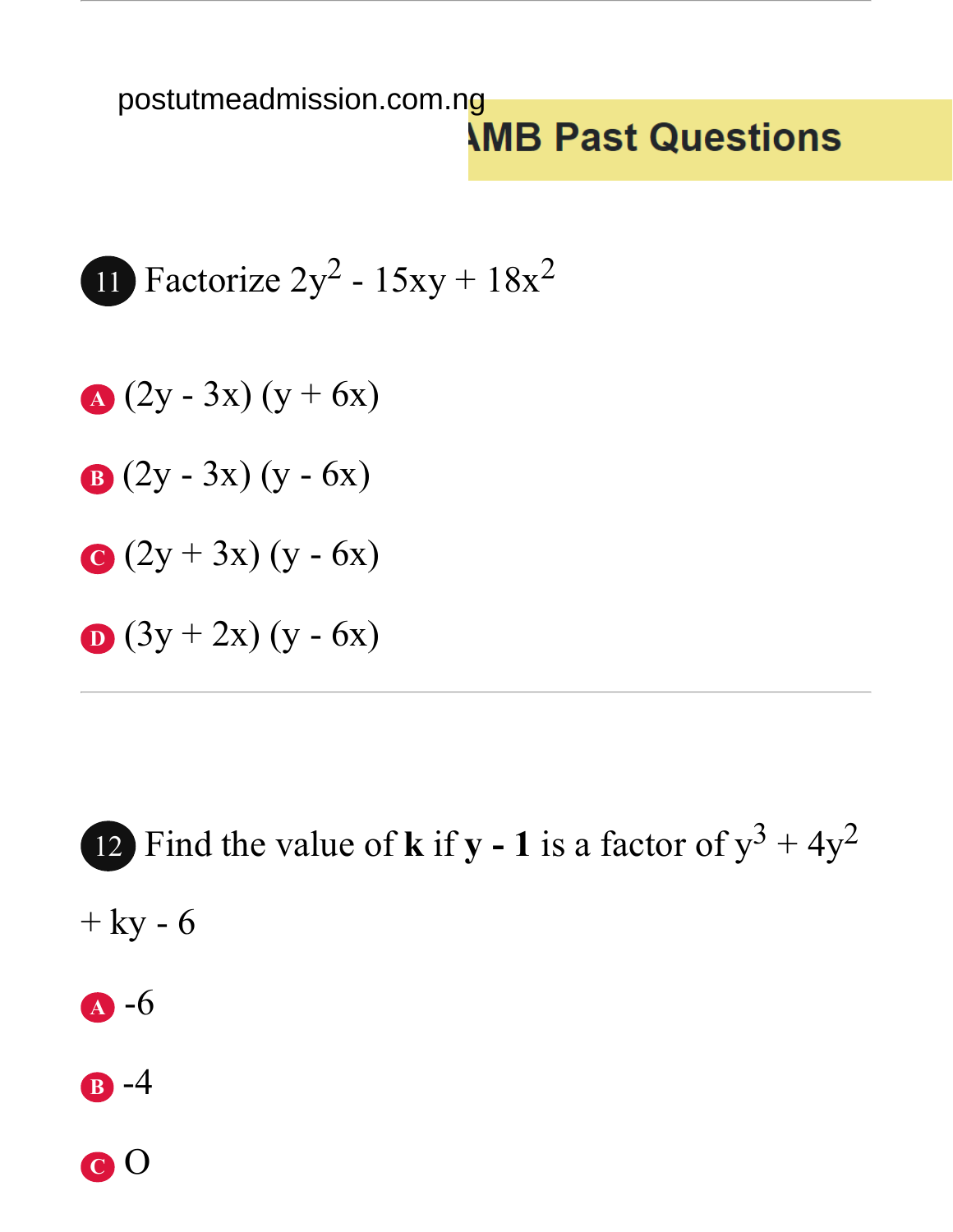11 Factorize $2y^2 - 15xy + 18x^2$

A $(2y - 3x)(y + 6x)$

B $(2y - 3x)(y - 6x)$

C $(2y + 3x)(y - 6x)$

D $(3y + 2x)(y - 6x)$

---

12 Find the value of **k** if **y - 1** is a factor of $y^3 + 4y^2 + ky - 6$

A -6

B -4

C O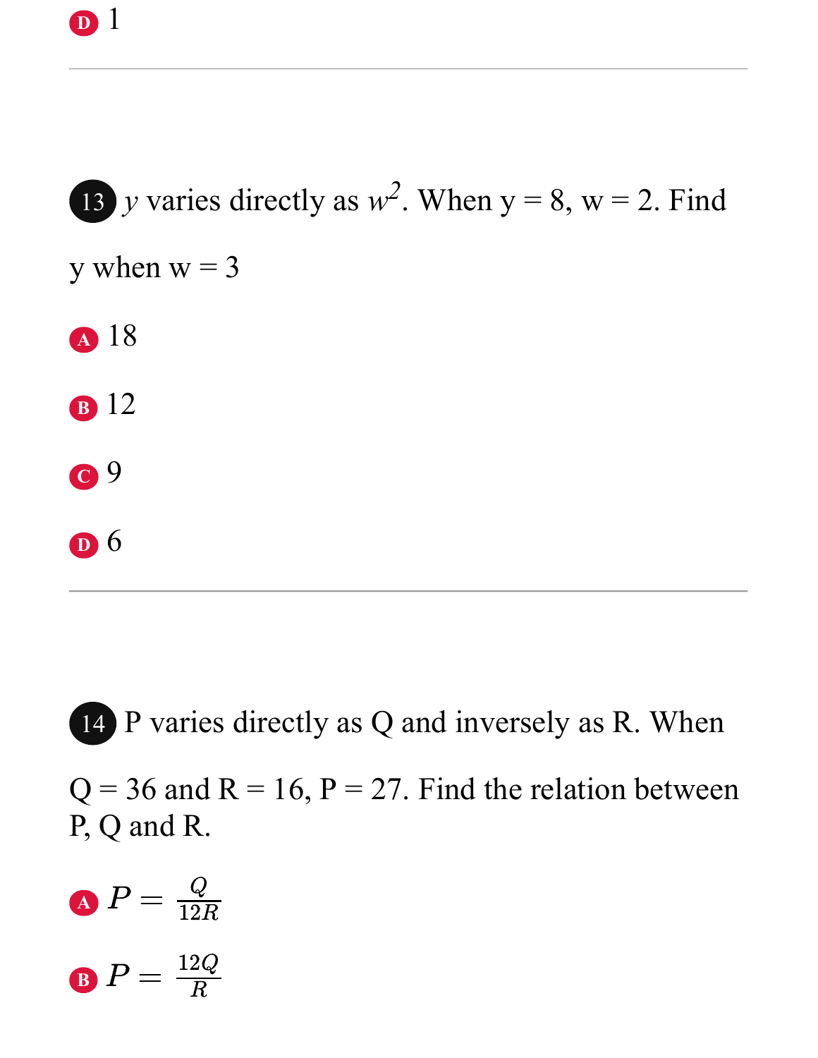D 1

---

**13** $y$ varies directly as $w^2$. When y = 8, w = 2. Find y when w = 3

A 18

B 12

C 9

D 6

---

**14** P varies directly as Q and inversely as R. When Q = 36 and R = 16, P = 27. Find the relation between P, Q and R.

A $P = \frac{Q}{12R}$

B $P = \frac{12Q}{R}$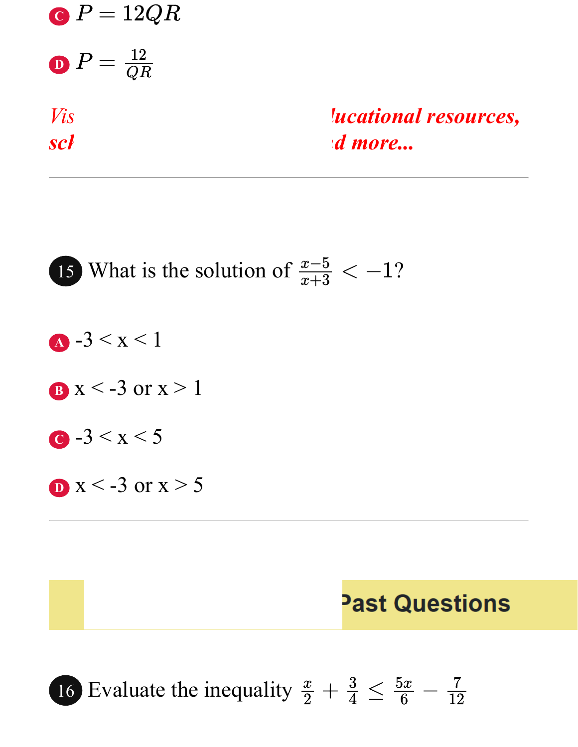- C $P = 12QR$
- D $P = \frac{12}{QR}$

*Vis ... lucational resources,*
*sch ... d more...*

---

**15** What is the solution of $\frac{x-5}{x+3} < -1$?

- A -3 < x < 1
- B x < -3 or x > 1
- C -3 < x < 5
- D x < -3 or x > 5

---

## Past Questions

**16** Evaluate the inequality $\frac{x}{2} + \frac{3}{4} \leq \frac{5x}{6} - \frac{7}{12}$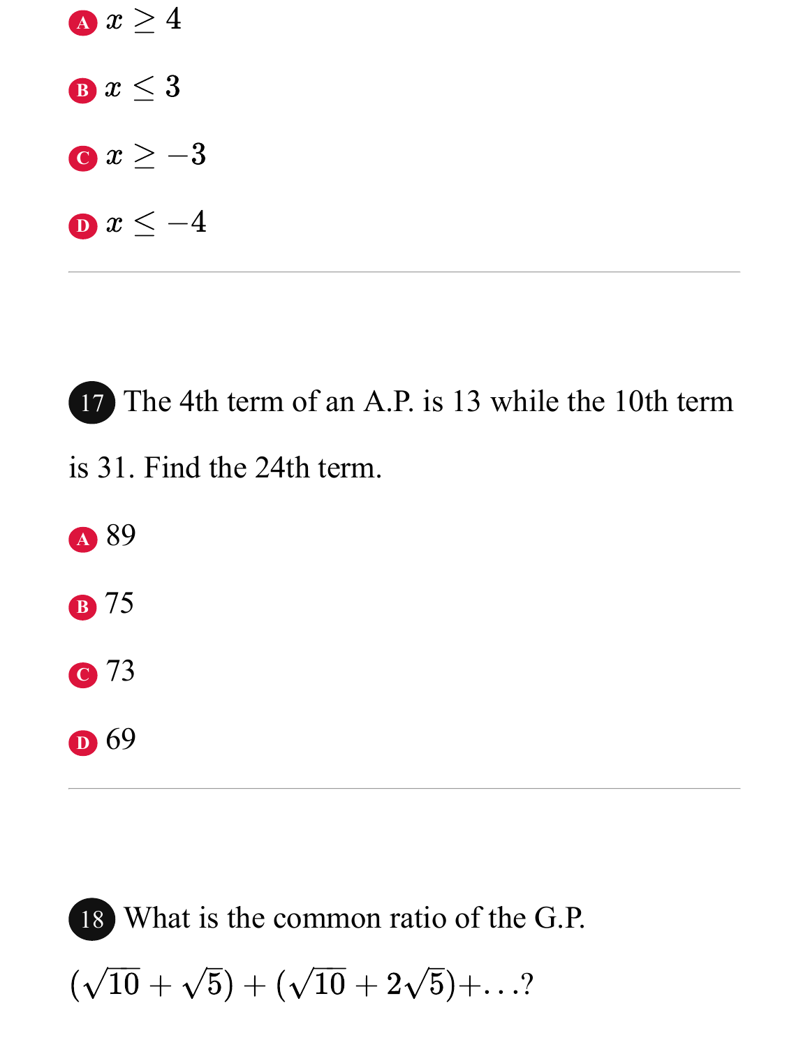A $x \geq 4$

B $x \leq 3$

C $x \geq -3$

D $x \leq -4$

---

**17** The 4th term of an A.P. is 13 while the 10th term is 31. Find the 24th term.

A 89

B 75

C 73

D 69

---

**18** What is the common ratio of the G.P. $(\sqrt{10} + \sqrt{5}) + (\sqrt{10} + 2\sqrt{5}) + \ldots$?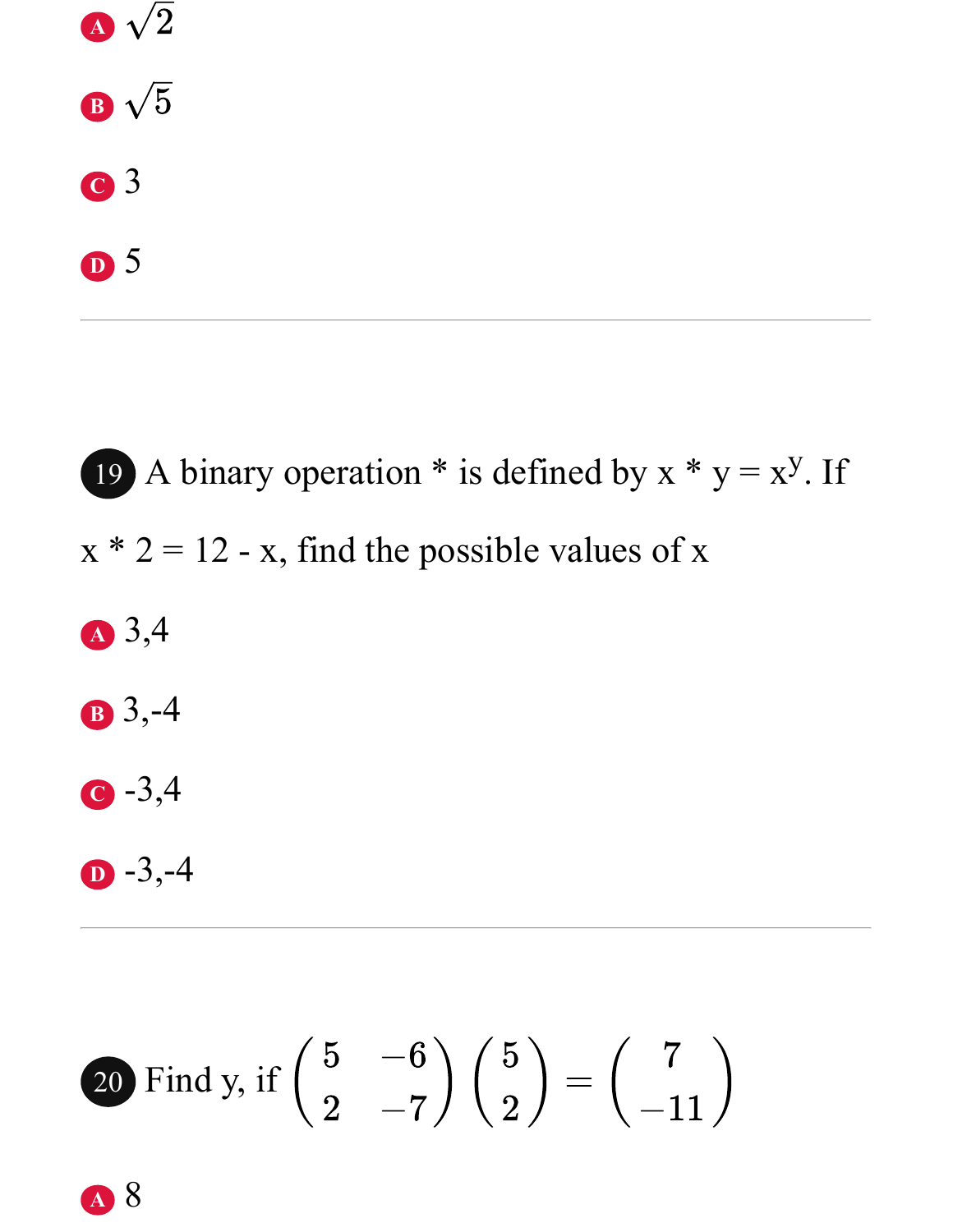A $\sqrt{2}$

B $\sqrt{5}$

C 3

D 5

---

19 A binary operation * is defined by $x * y = x^y$. If $x * 2 = 12 - x$, find the possible values of x

A 3,4

B 3,-4

C -3,4

D -3,-4

---

20 Find y, if $\begin{pmatrix} 5 & -6 \\ 2 & -7 \end{pmatrix} \begin{pmatrix} 5 \\ 2 \end{pmatrix} = \begin{pmatrix} 7 \\ -11 \end{pmatrix}$

A 8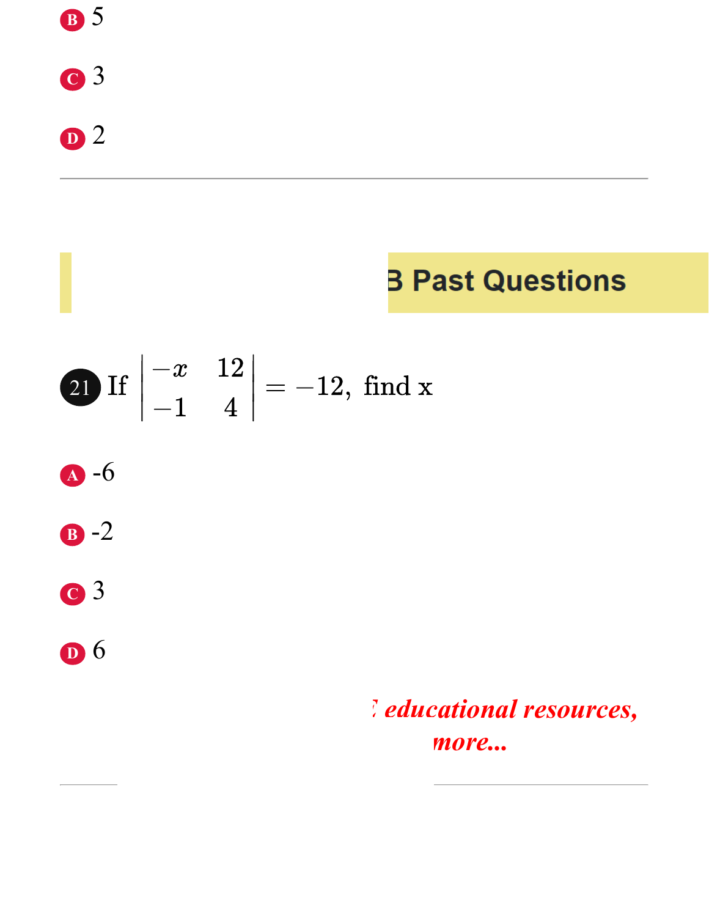B 5

C 3

D 2

---

B Past Questions

21 If $\begin{vmatrix} -x & 12 \\ -1 & 4 \end{vmatrix} = -12,$ find x

A -6

B -2

C 3

D 6

*educational resources, more...*

---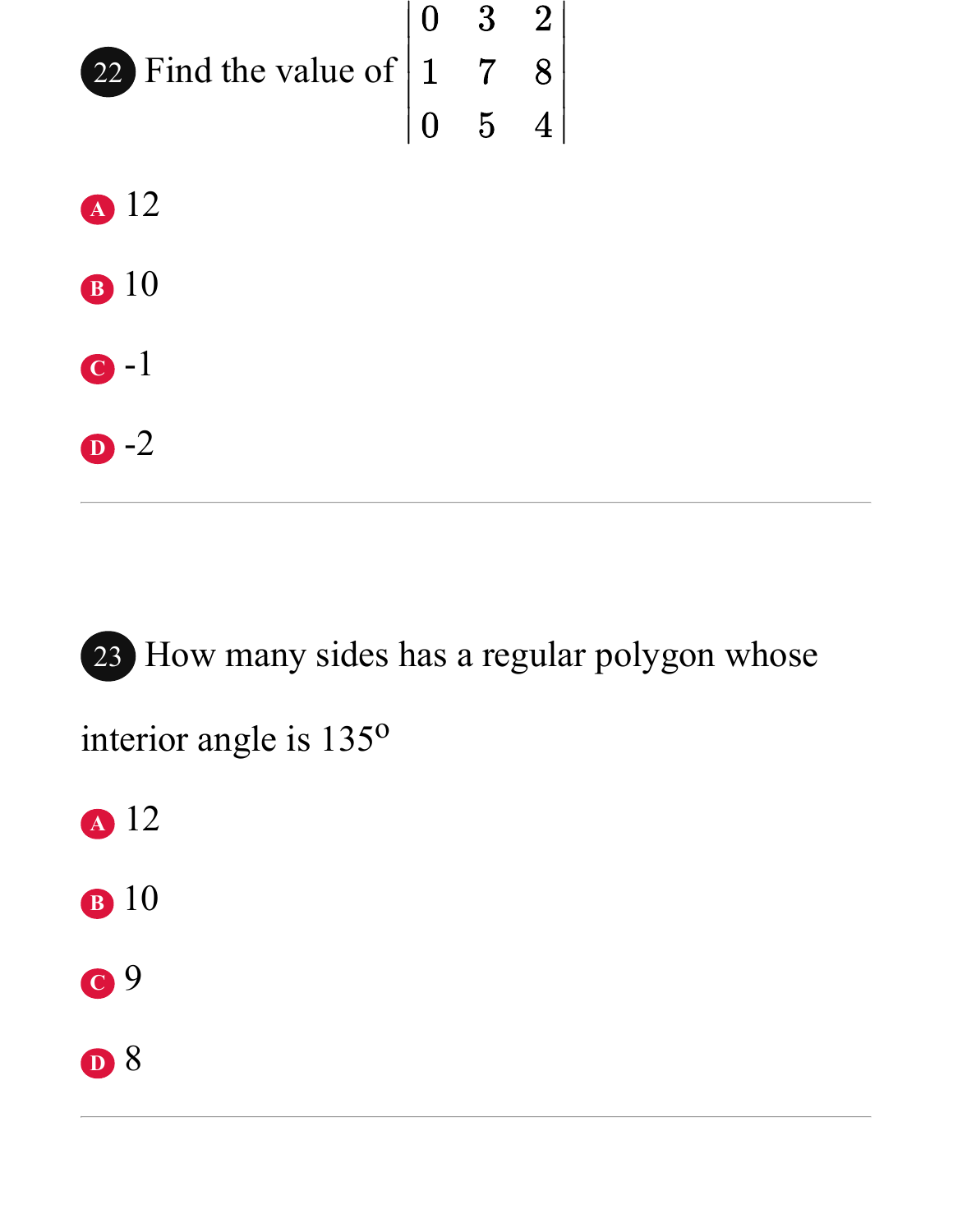22 Find the value of $\begin{vmatrix} 0 & 3 & 2 \\ 1 & 7 & 8 \\ 0 & 5 & 4 \end{vmatrix}$

A 12

B 10

C -1

D -2

---

23 How many sides has a regular polygon whose interior angle is $135^o$

A 12

B 10

C 9

D 8

---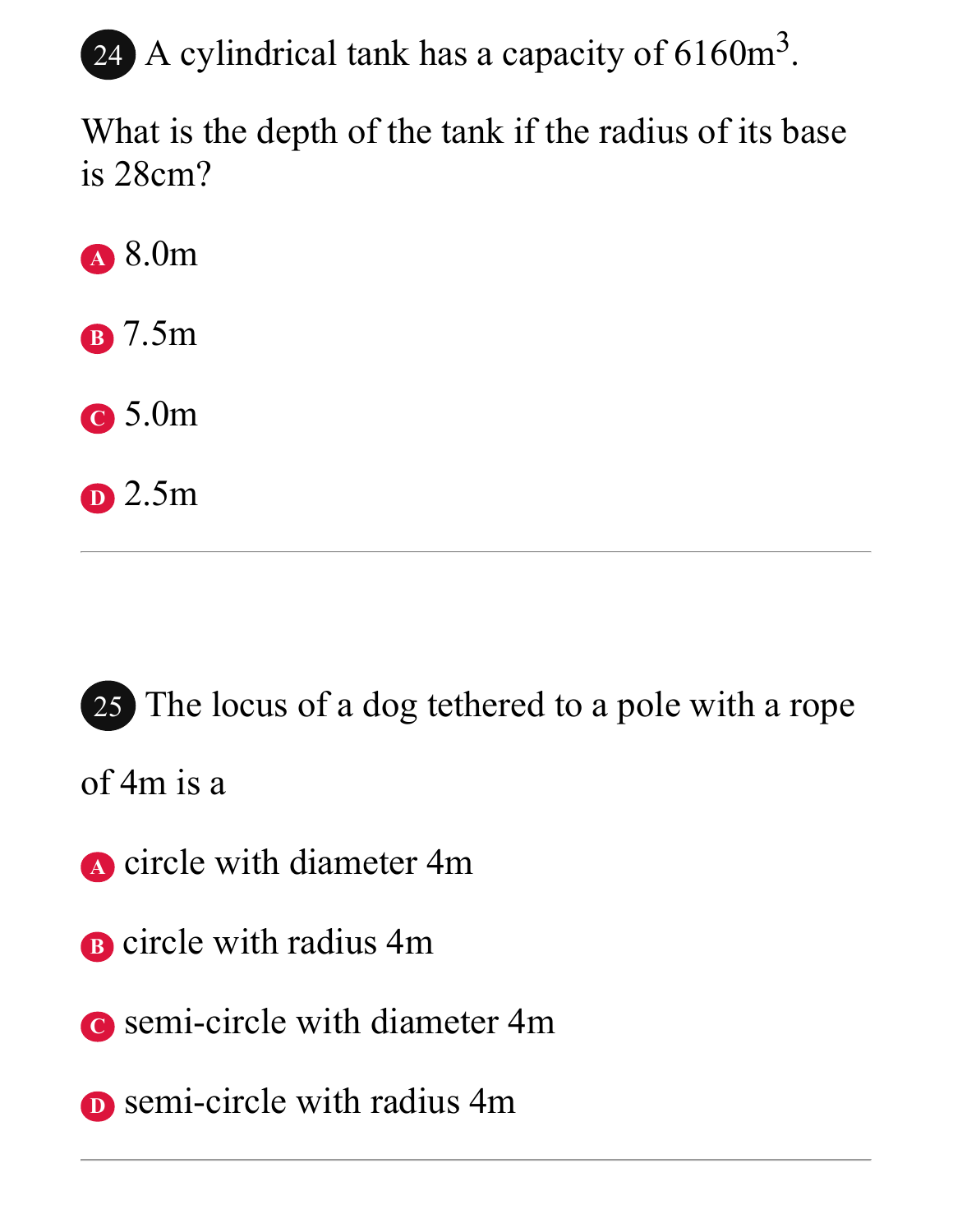**24** A cylindrical tank has a capacity of $6160m^3$.

What is the depth of the tank if the radius of its base is 28cm?

A. 8.0m

B. 7.5m

C. 5.0m

D. 2.5m

---

**25** The locus of a dog tethered to a pole with a rope of 4m is a

A. circle with diameter 4m

B. circle with radius 4m

C. semi-circle with diameter 4m

D. semi-circle with radius 4m

---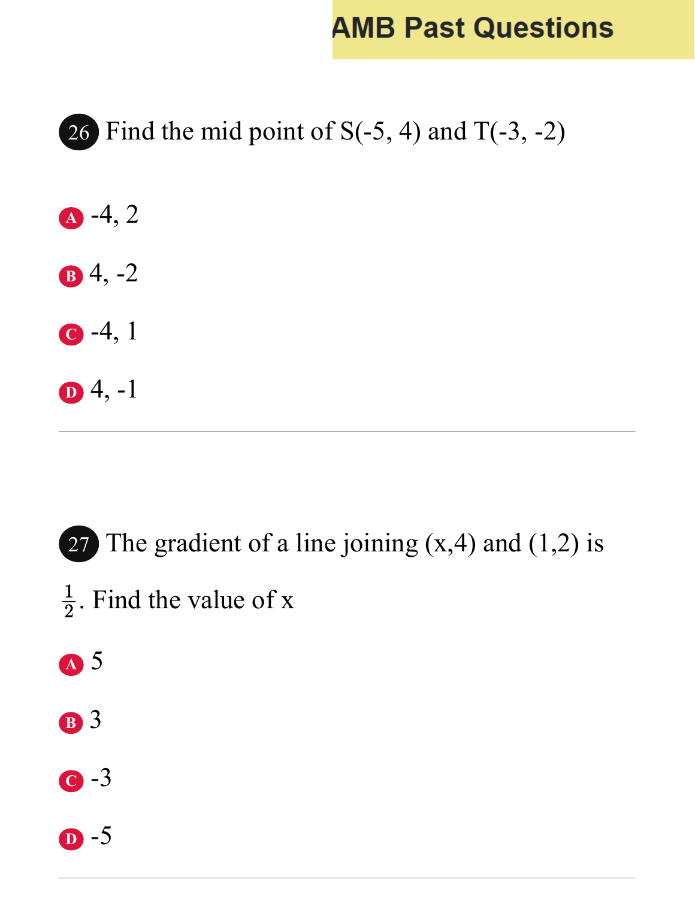**26** Find the mid point of S(-5, 4) and T(-3, -2)

A -4, 2

B 4, -2

C -4, 1

D 4, -1

---

**27** The gradient of a line joining (x,4) and (1,2) is $\frac{1}{2}$. Find the value of x

A 5

B 3

C -3

D -5

---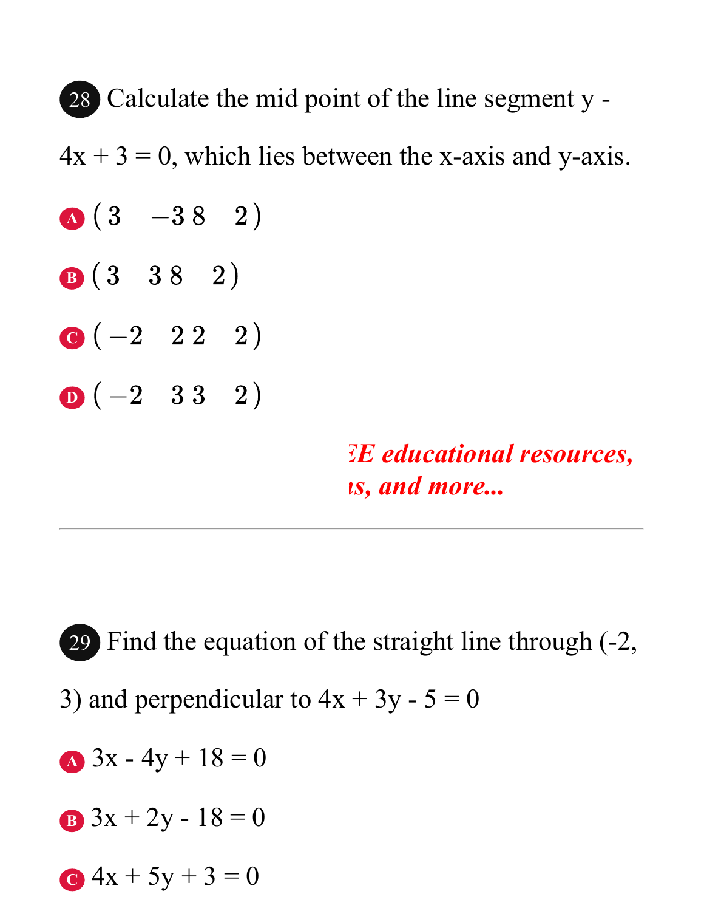28 Calculate the mid point of the line segment y - 4x + 3 = 0, which lies between the x-axis and y-axis.

A $(3 \quad -3\,8 \quad 2)$

B $(3 \quad 3\,8 \quad 2)$

C $(-2 \quad 2\,2 \quad 2)$

D $(-2 \quad 3\,3 \quad 2)$

***E educational resources,***
***s, and more...***

---

29 Find the equation of the straight line through (-2, 3) and perpendicular to $4x + 3y - 5 = 0$

A $3x - 4y + 18 = 0$

B $3x + 2y - 18 = 0$

C $4x + 5y + 3 = 0$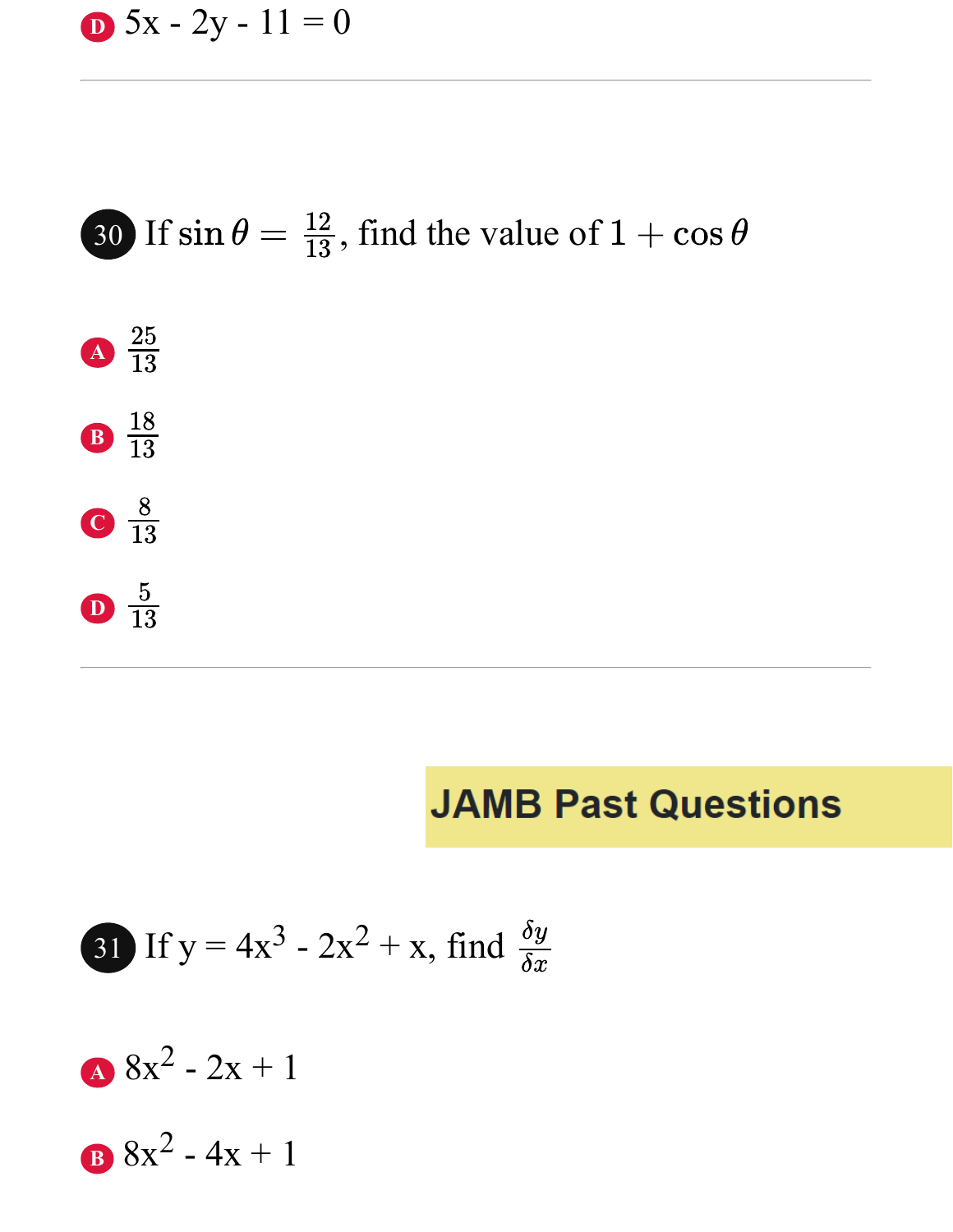D $5x - 2y - 11 = 0$

---

30 If $\sin\theta = \frac{12}{13}$, find the value of $1 + \cos\theta$

A $\frac{25}{13}$

B $\frac{18}{13}$

C $\frac{8}{13}$

D $\frac{5}{13}$

---

**JAMB Past Questions**

31 If $y = 4x^3 - 2x^2 + x$, find $\frac{\delta y}{\delta x}$

A $8x^2 - 2x + 1$

B $8x^2 - 4x + 1$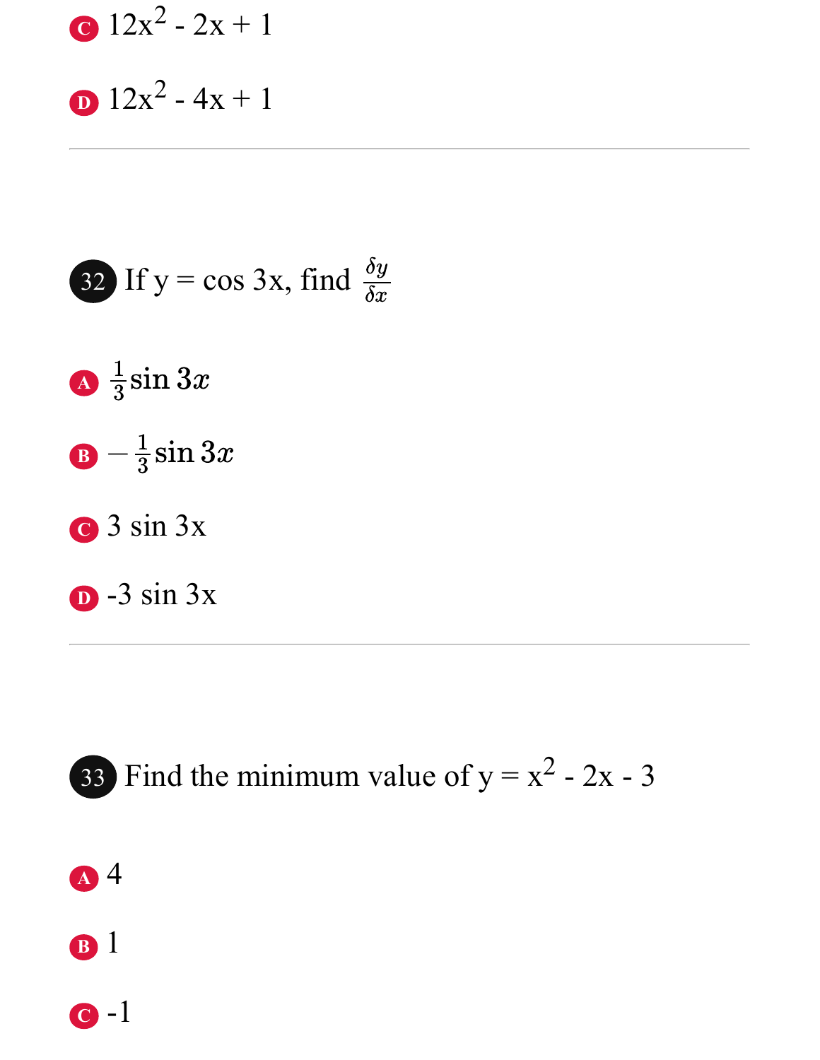C $12x^2 - 2x + 1$

D $12x^2 - 4x + 1$

---

**32** If y = cos 3x, find $\frac{\delta y}{\delta x}$

A $\frac{1}{3}\sin 3x$

B $-\frac{1}{3}\sin 3x$

C 3 sin 3x

D -3 sin 3x

---

**33** Find the minimum value of $y = x^2 - 2x - 3$

A 4

B 1

C -1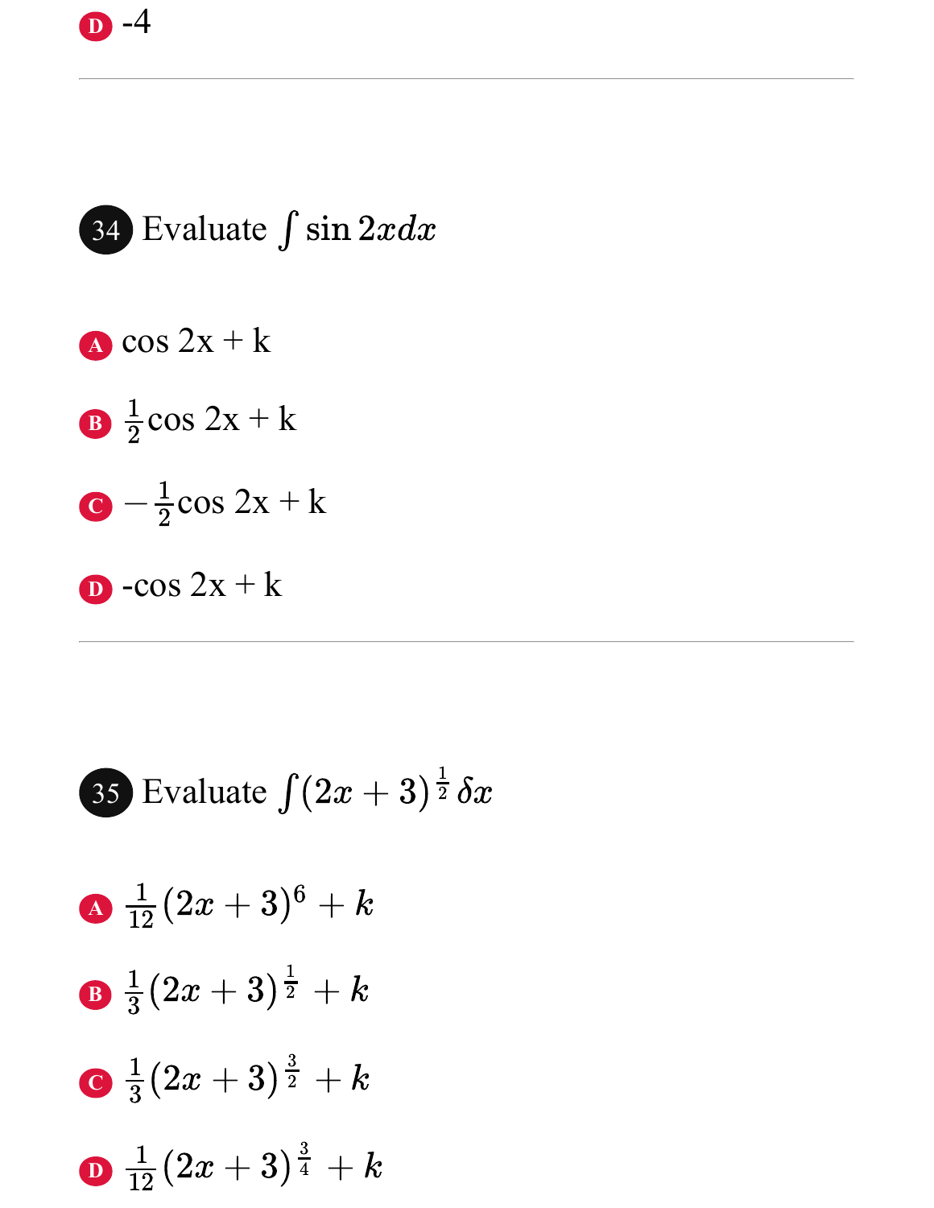D -4

---

**34** Evaluate $\int \sin 2x dx$

A $\cos 2x + k$

B $\frac{1}{2}\cos 2x + k$

C $-\frac{1}{2}\cos 2x + k$

D $-\cos 2x + k$

---

**35** Evaluate $\int (2x+3)^{\frac{1}{2}} \delta x$

A $\frac{1}{12}(2x+3)^{6} + k$

B $\frac{1}{3}(2x+3)^{\frac{1}{2}} + k$

C $\frac{1}{3}(2x+3)^{\frac{3}{2}} + k$

D $\frac{1}{12}(2x+3)^{\frac{3}{4}} + k$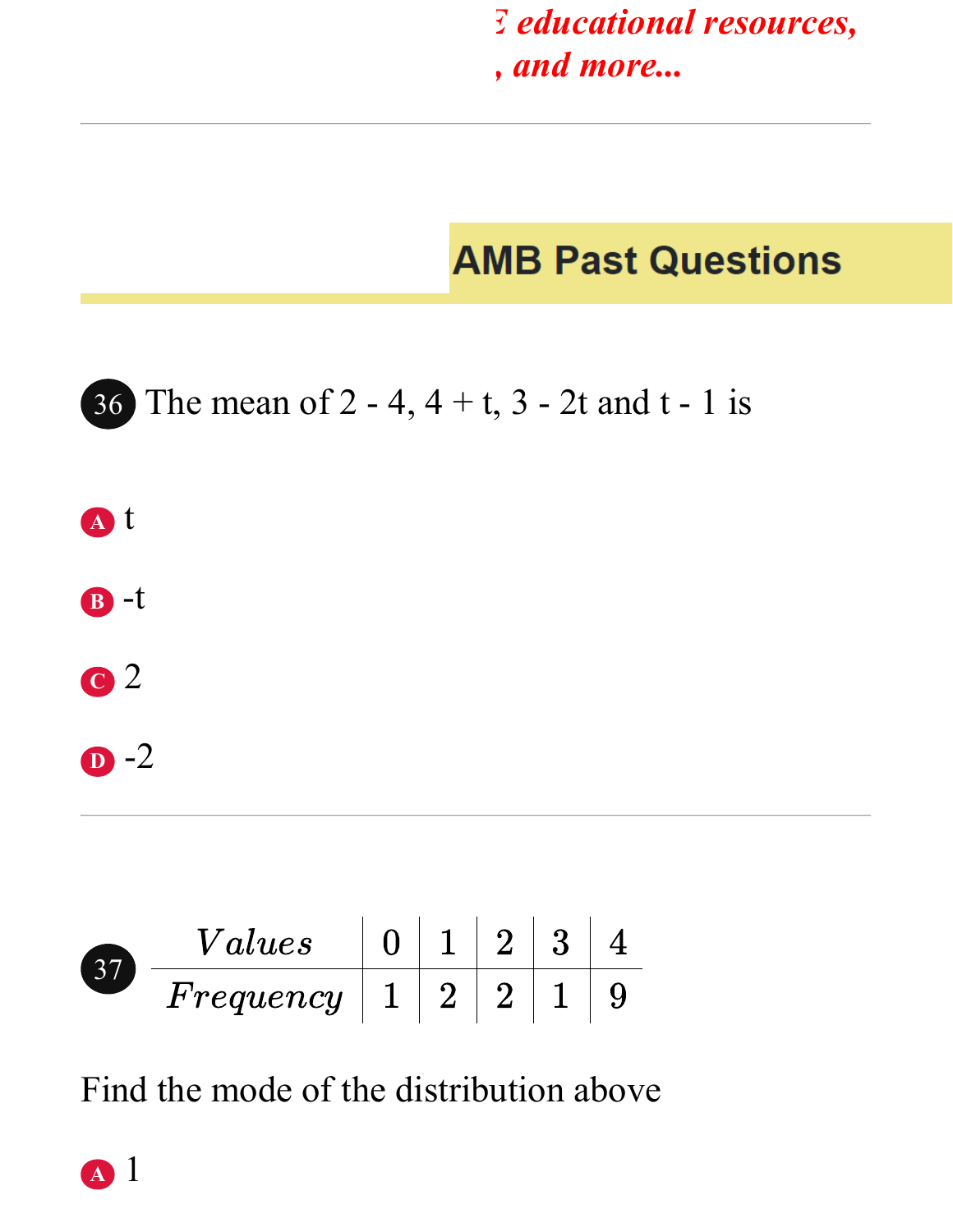Ɛ educational resources, , and more...

## AMB Past Questions

**36** The mean of 2 - 4, 4 + t, 3 - 2t and t - 1 is

A t

B -t

C 2

D -2

---

**37**

| $Values$ | 0 | 1 | 2 | 3 | 4 |
|---|---|---|---|---|---|
| $Frequency$ | 1 | 2 | 2 | 1 | 9 |

Find the mode of the distribution above

A 1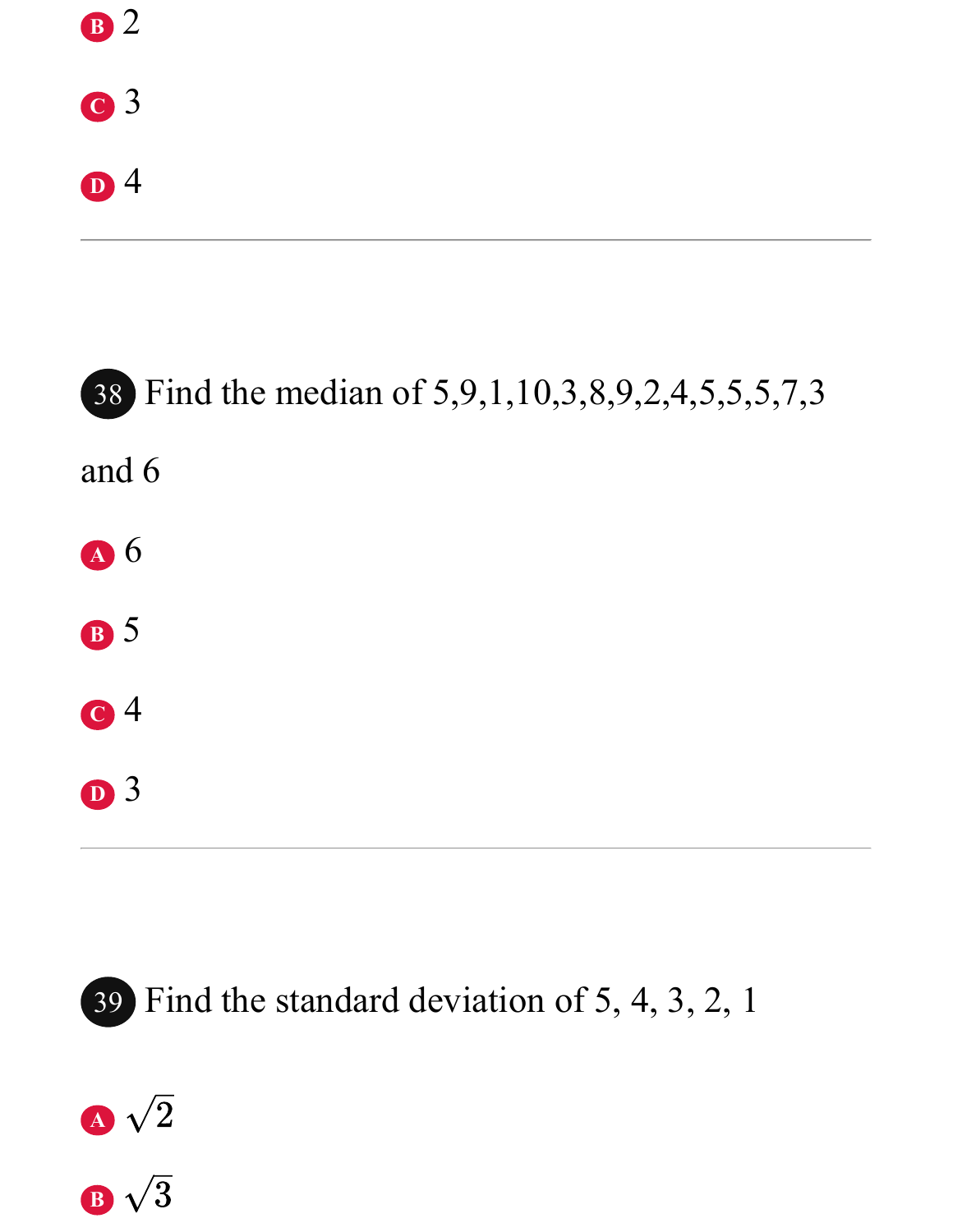B 2

C 3

D 4

---

**38** Find the median of 5,9,1,10,3,8,9,2,4,5,5,5,7,3 and 6

A 6

B 5

C 4

D 3

---

**39** Find the standard deviation of 5, 4, 3, 2, 1

A $\sqrt{2}$

B $\sqrt{3}$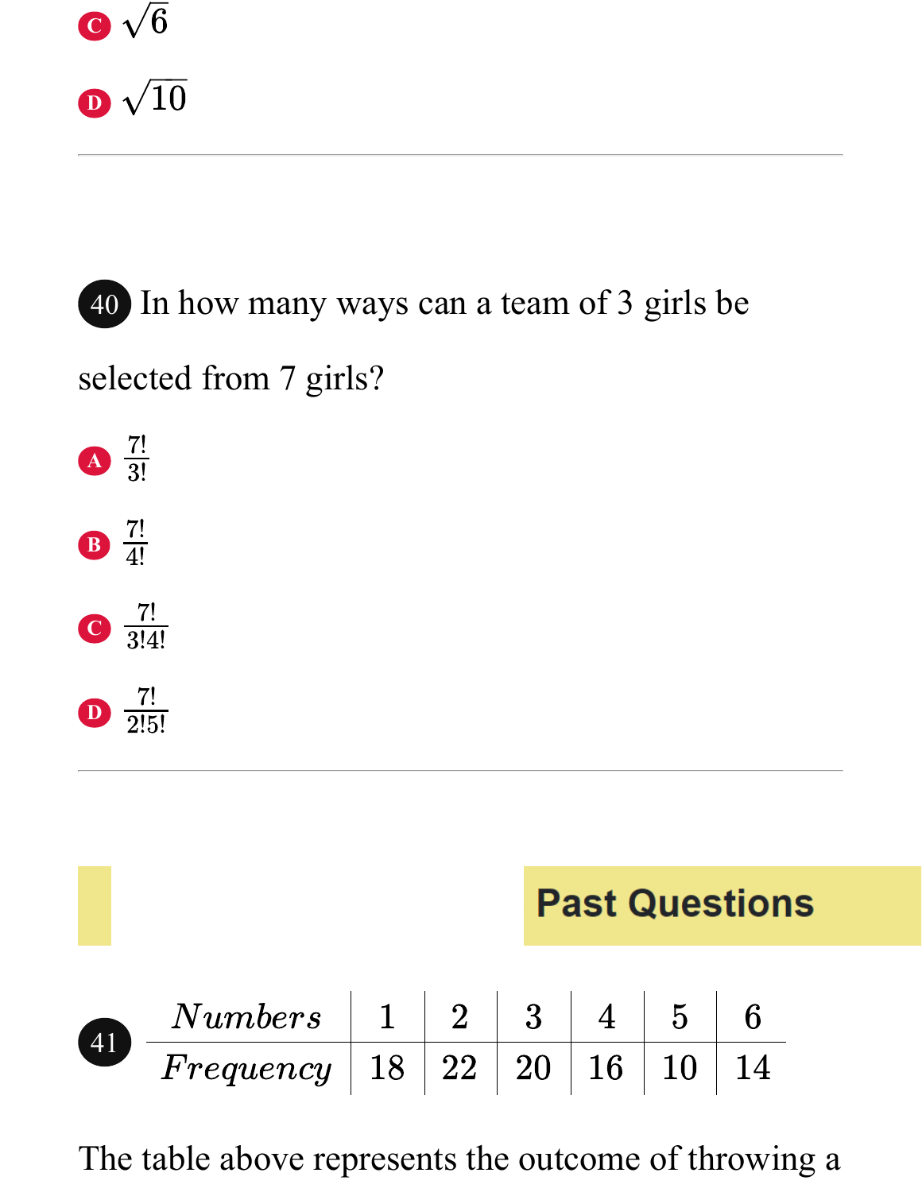C $\sqrt{6}$

D $\sqrt{10}$

---

**40** In how many ways can a team of 3 girls be selected from 7 girls?

A $\frac{7!}{3!}$

B $\frac{7!}{4!}$

C $\frac{7!}{3!4!}$

D $\frac{7!}{2!5!}$

---

**Past Questions**

**41**

| $Numbers$ | 1 | 2 | 3 | 4 | 5 | 6 |
|---|---|---|---|---|---|---|
| $Frequency$ | 18 | 22 | 20 | 16 | 10 | 14 |

The table above represents the outcome of throwing a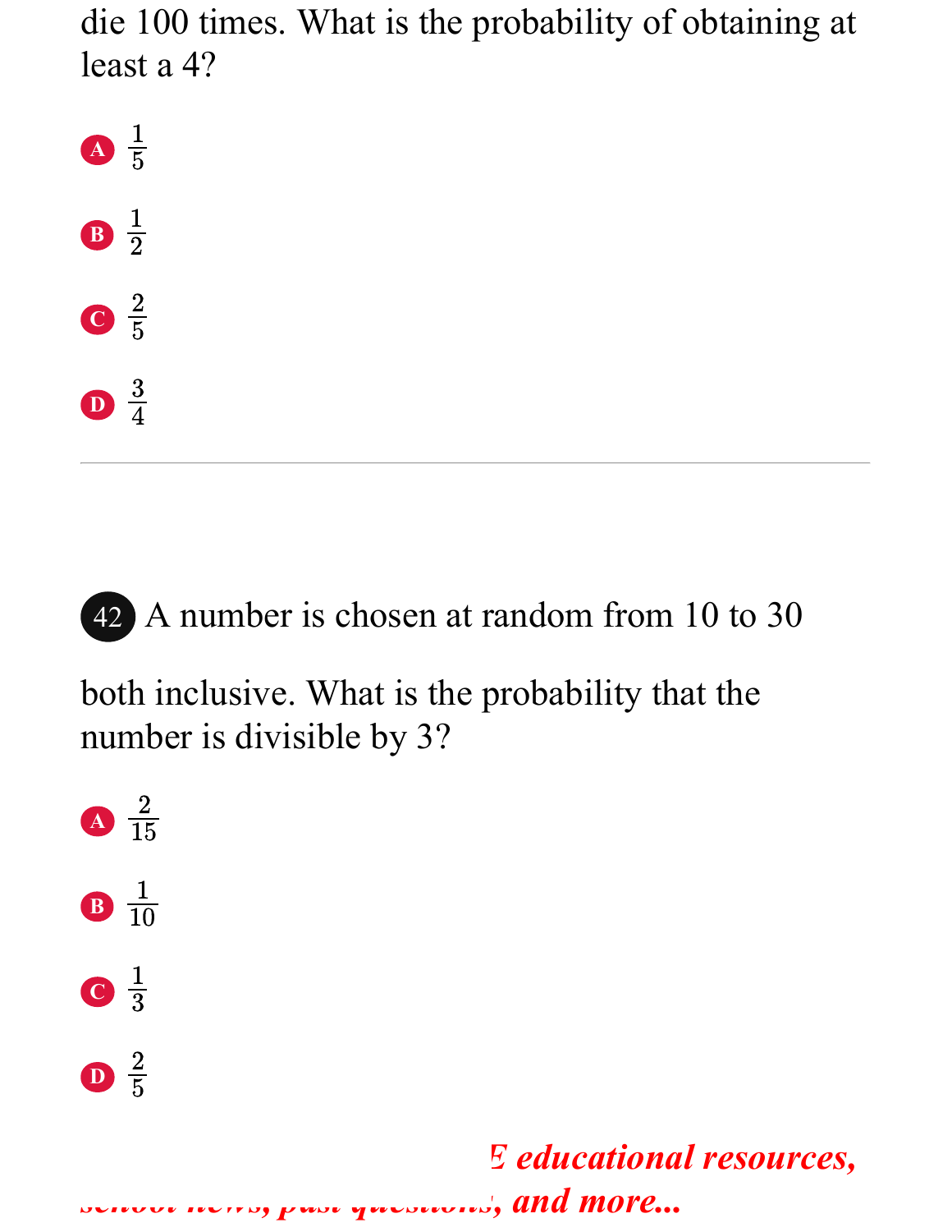die 100 times. What is the probability of obtaining at least a 4?

A $\frac{1}{5}$

B $\frac{1}{2}$

C $\frac{2}{5}$

D $\frac{3}{4}$

---

42 A number is chosen at random from 10 to 30 both inclusive. What is the probability that the number is divisible by 3?

A $\frac{2}{15}$

B $\frac{1}{10}$

C $\frac{1}{3}$

D $\frac{2}{5}$

*E educational resources, school news, past questions, and more...*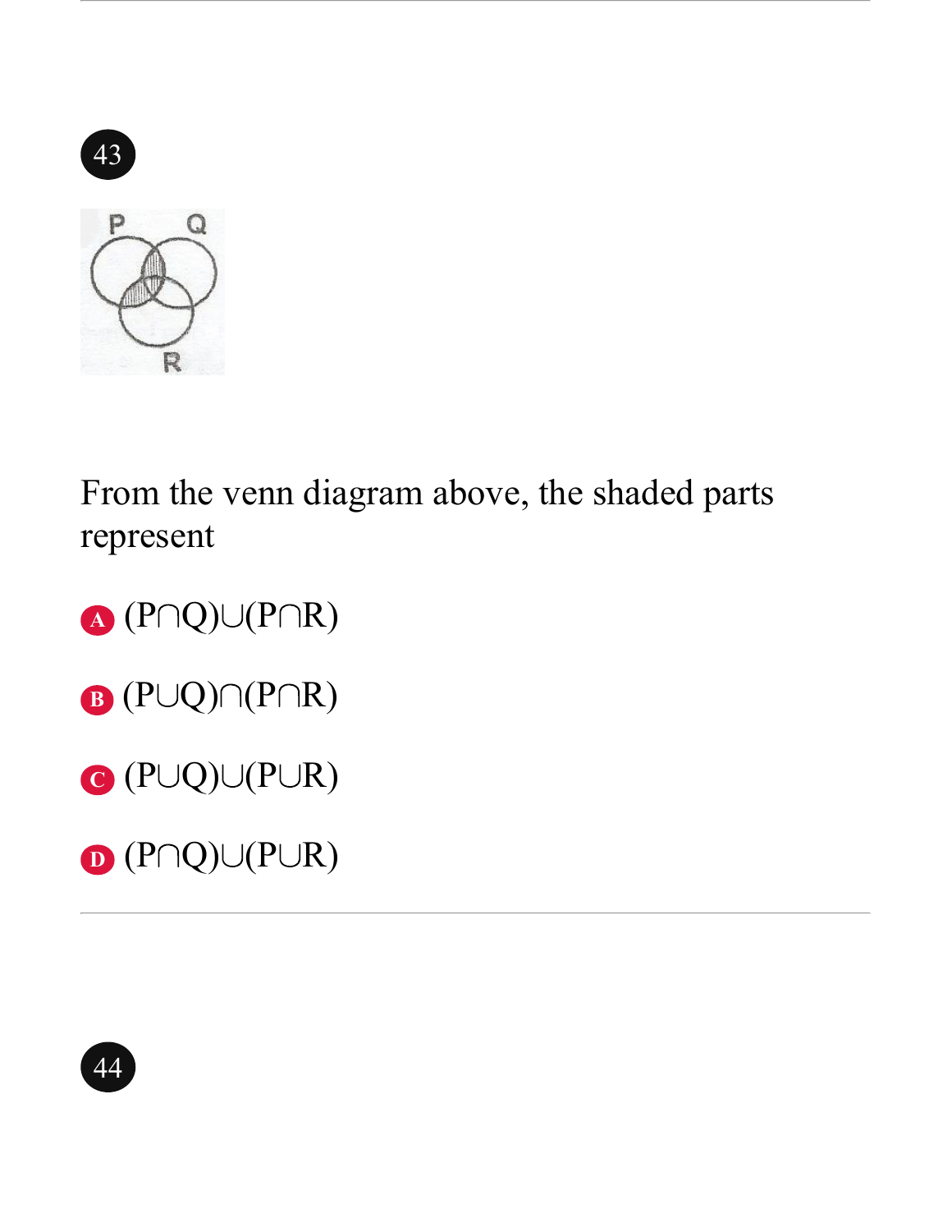43

From the venn diagram above, the shaded parts represent

A (P∩Q)∪(P∩R)

B (P∪Q)∩(P∩R)

C (P∪Q)∪(P∪R)

D (P∩Q)∪(P∪R)

44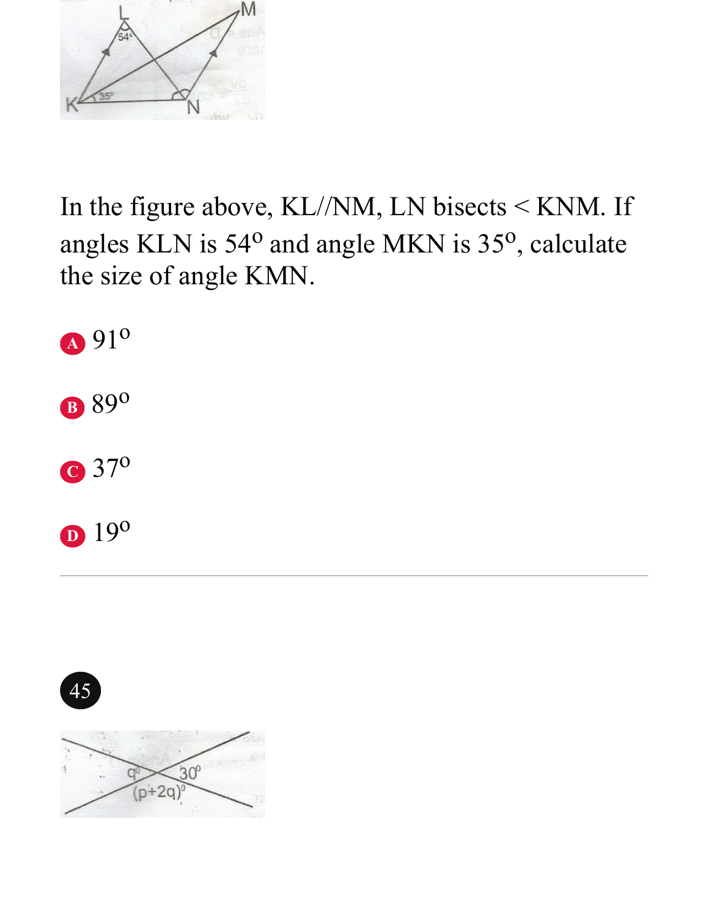In the figure above, KL//NM, LN bisects < KNM. If angles KLN is $54^{o}$ and angle MKN is $35^{o}$, calculate the size of angle KMN.

A $91^{o}$

B $89^{o}$

C $37^{o}$

D $19^{o}$

---

45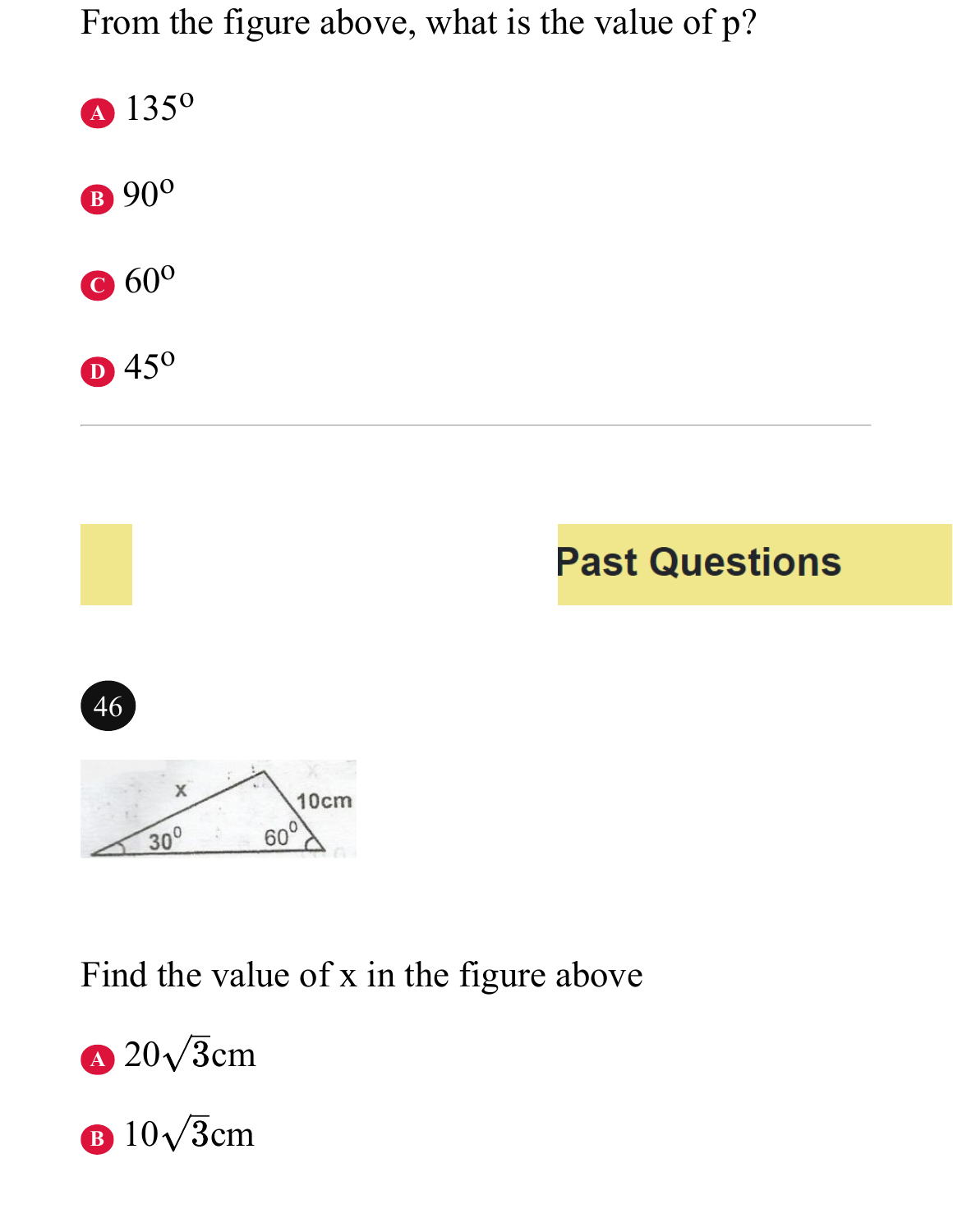From the figure above, what is the value of p?

A $135^o$

B $90^o$

C $60^o$

D $45^o$

---

**Past Questions**

46

Find the value of x in the figure above

A $20\sqrt{3}$cm

B $10\sqrt{3}$cm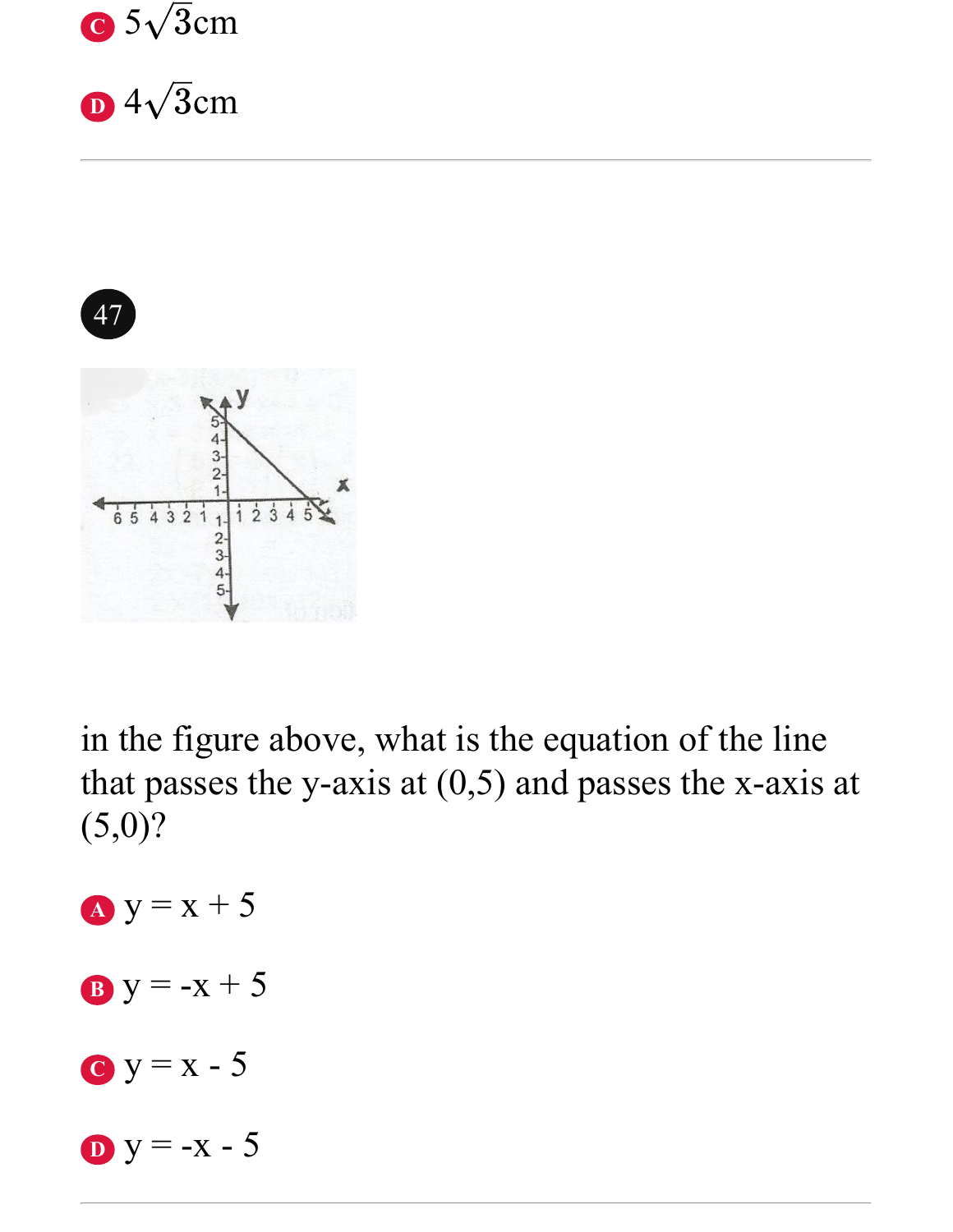C $5\sqrt{3}$cm

D $4\sqrt{3}$cm

---

47

in the figure above, what is the equation of the line that passes the y-axis at (0,5) and passes the x-axis at (5,0)?

A y = x + 5

B y = -x + 5

C y = x - 5

D y = -x - 5

---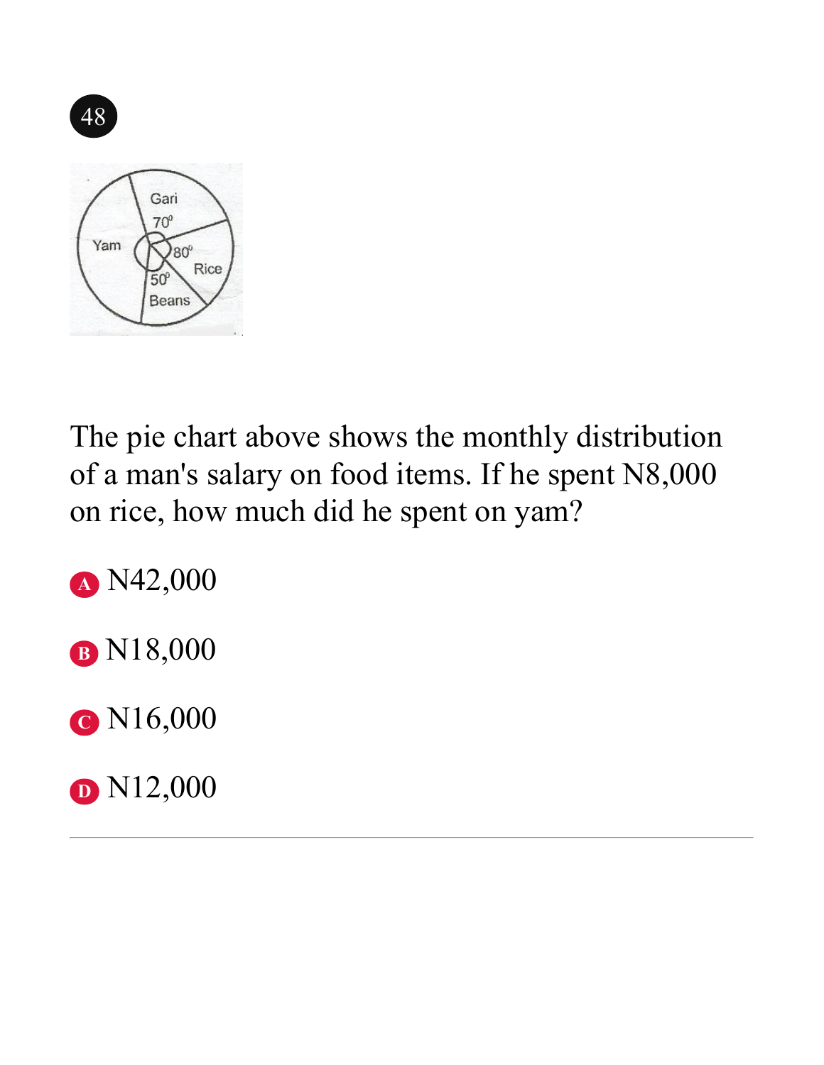48

The pie chart above shows the monthly distribution of a man's salary on food items. If he spent N8,000 on rice, how much did he spent on yam?

A N42,000

B N18,000

C N16,000

D N12,000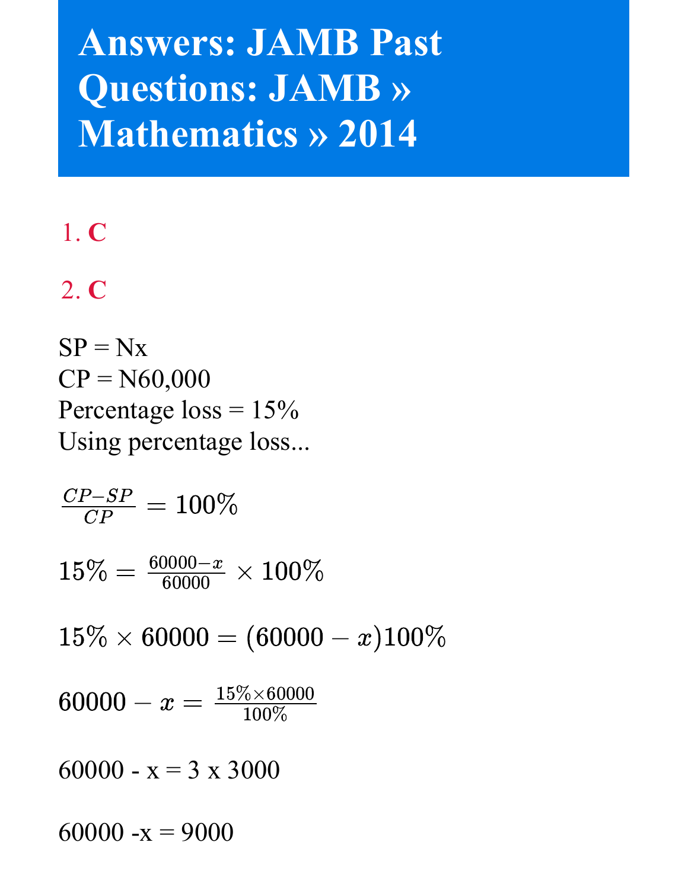# Answers: JAMB Past Questions: JAMB » Mathematics » 2014

1. **C**

2. **C**

SP = Nx
CP = N60,000
Percentage loss = 15%
Using percentage loss...

$\frac{CP - SP}{CP} = 100\%$

$15\% = \frac{60000 - x}{60000} \times 100\%$

$15\% \times 60000 = (60000 - x)100\%$

$60000 - x = \frac{15\% \times 60000}{100\%}$

60000 - x = 3 x 3000

60000 -x = 9000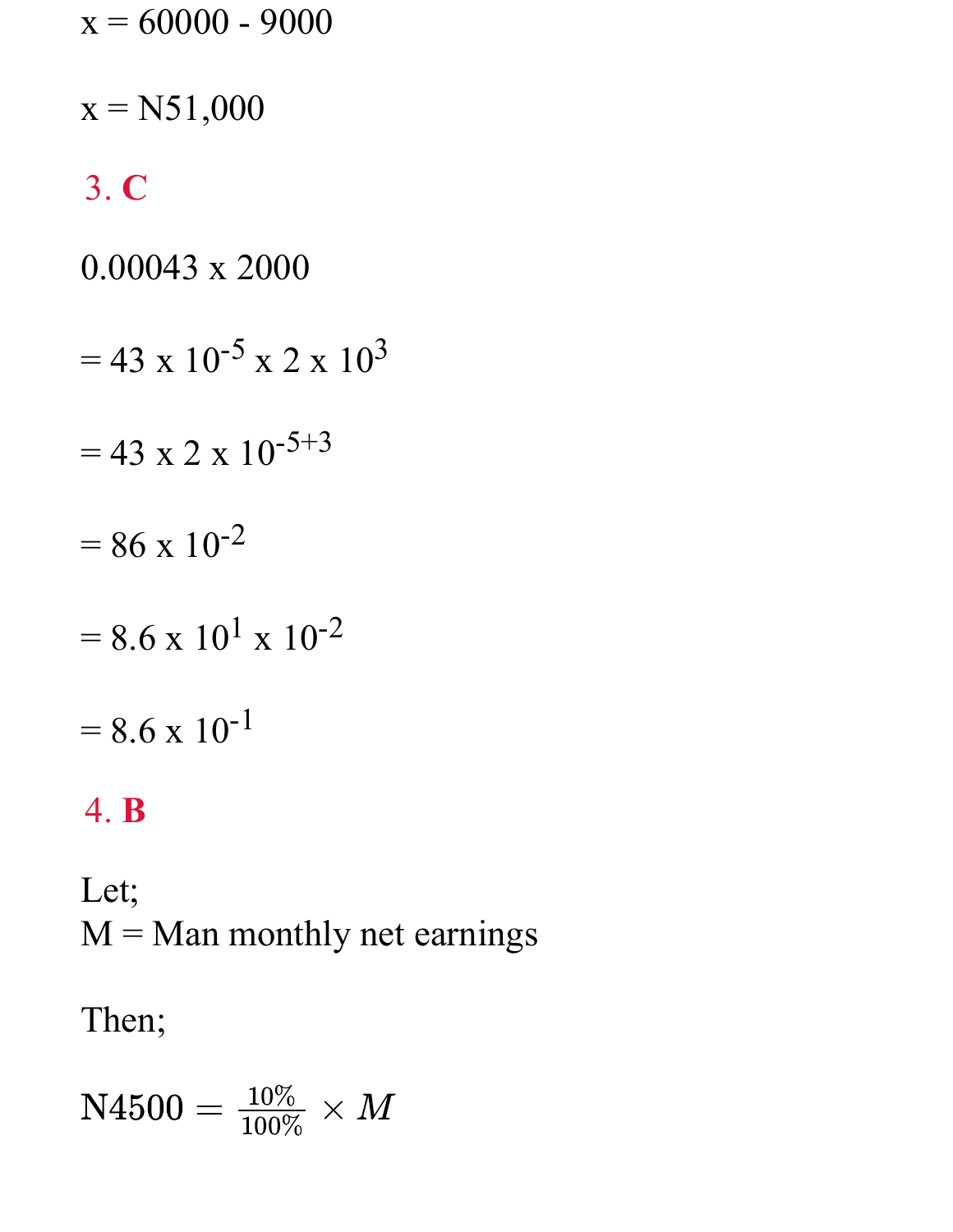$x = 60000 - 9000$

$x = N51,000$

**3. C**

$0.00043 \times 2000$

$= 43 \times 10^{-5} \times 2 \times 10^{3}$

$= 43 \times 2 \times 10^{-5+3}$

$= 86 \times 10^{-2}$

$= 8.6 \times 10^{1} \times 10^{-2}$

$= 8.6 \times 10^{-1}$

**4. B**

Let;
M = Man monthly net earnings

Then;

$$N4500 = \frac{10\%}{100\%} \times M$$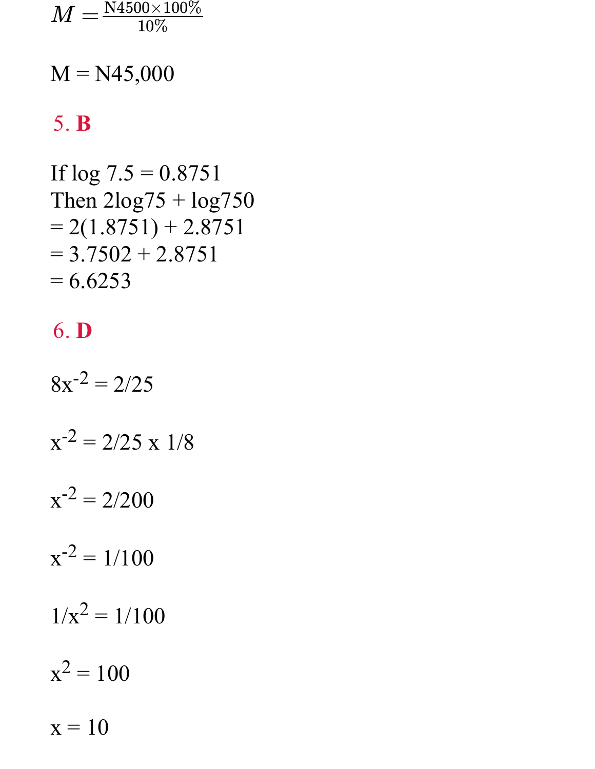$M = \frac{\text{N}4500 \times 100\%}{10\%}$

M = N45,000

**5. B**

If log 7.5 = 0.8751
Then 2log75 + log750
= 2(1.8751) + 2.8751
= 3.7502 + 2.8751
= 6.6253

**6. D**

$8x^{-2} = 2/25$

$x^{-2} = 2/25 \times 1/8$

$x^{-2} = 2/200$

$x^{-2} = 1/100$

$1/x^2 = 1/100$

$x^2 = 100$

x = 10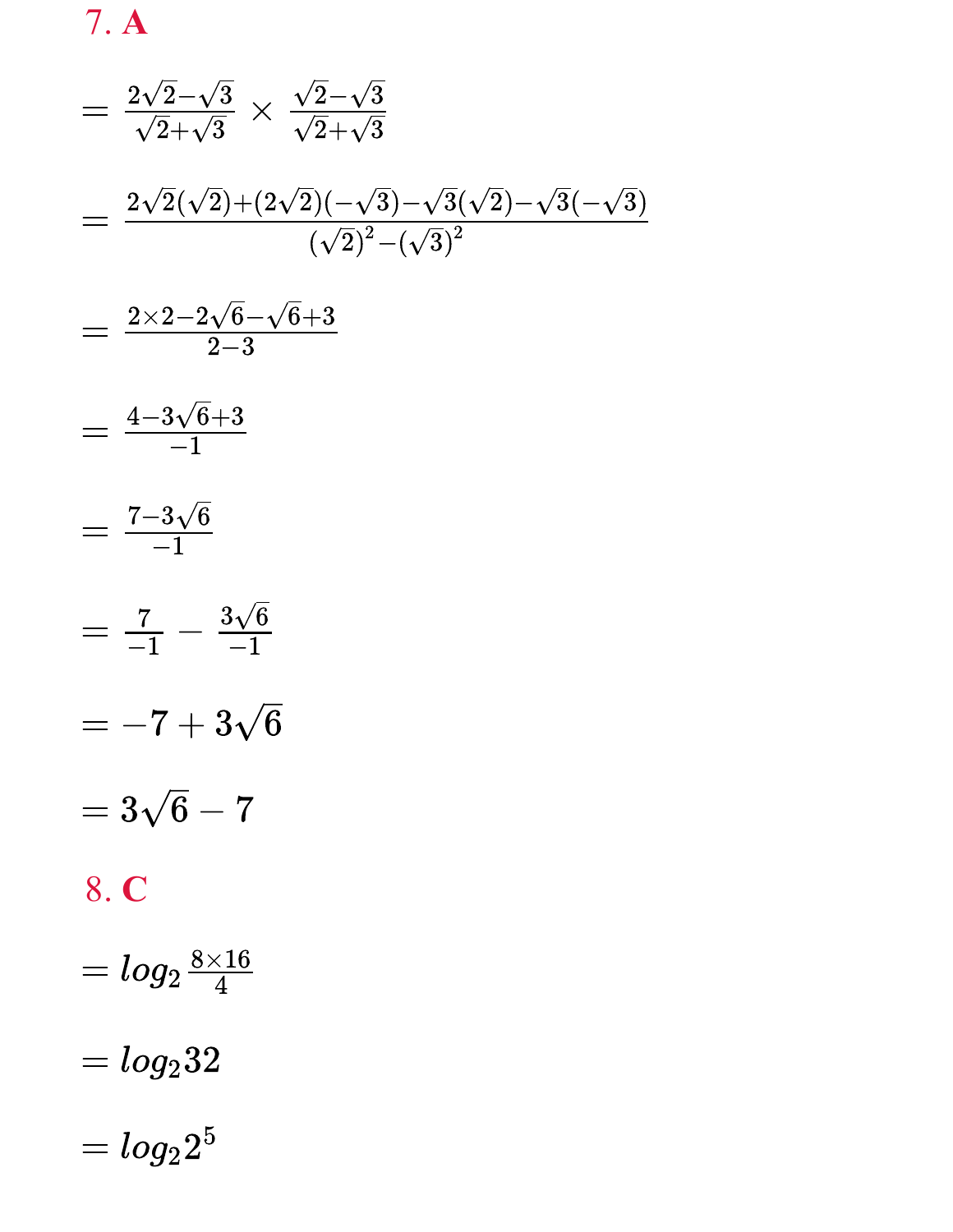**7. A**

$$= \frac{2\sqrt{2}-\sqrt{3}}{\sqrt{2}+\sqrt{3}} \times \frac{\sqrt{2}-\sqrt{3}}{\sqrt{2}+\sqrt{3}}$$

$$= \frac{2\sqrt{2}(\sqrt{2})+(2\sqrt{2})(-\sqrt{3})-\sqrt{3}(\sqrt{2})-\sqrt{3}(-\sqrt{3})}{(\sqrt{2})^2-(\sqrt{3})^2}$$

$$= \frac{2\times 2-2\sqrt{6}-\sqrt{6}+3}{2-3}$$

$$= \frac{4-3\sqrt{6}+3}{-1}$$

$$= \frac{7-3\sqrt{6}}{-1}$$

$$= \frac{7}{-1} - \frac{3\sqrt{6}}{-1}$$

$$= -7 + 3\sqrt{6}$$

$$= 3\sqrt{6} - 7$$

**8. C**

$$= log_2 \frac{8\times 16}{4}$$

$$= log_2 32$$

$$= log_2 2^5$$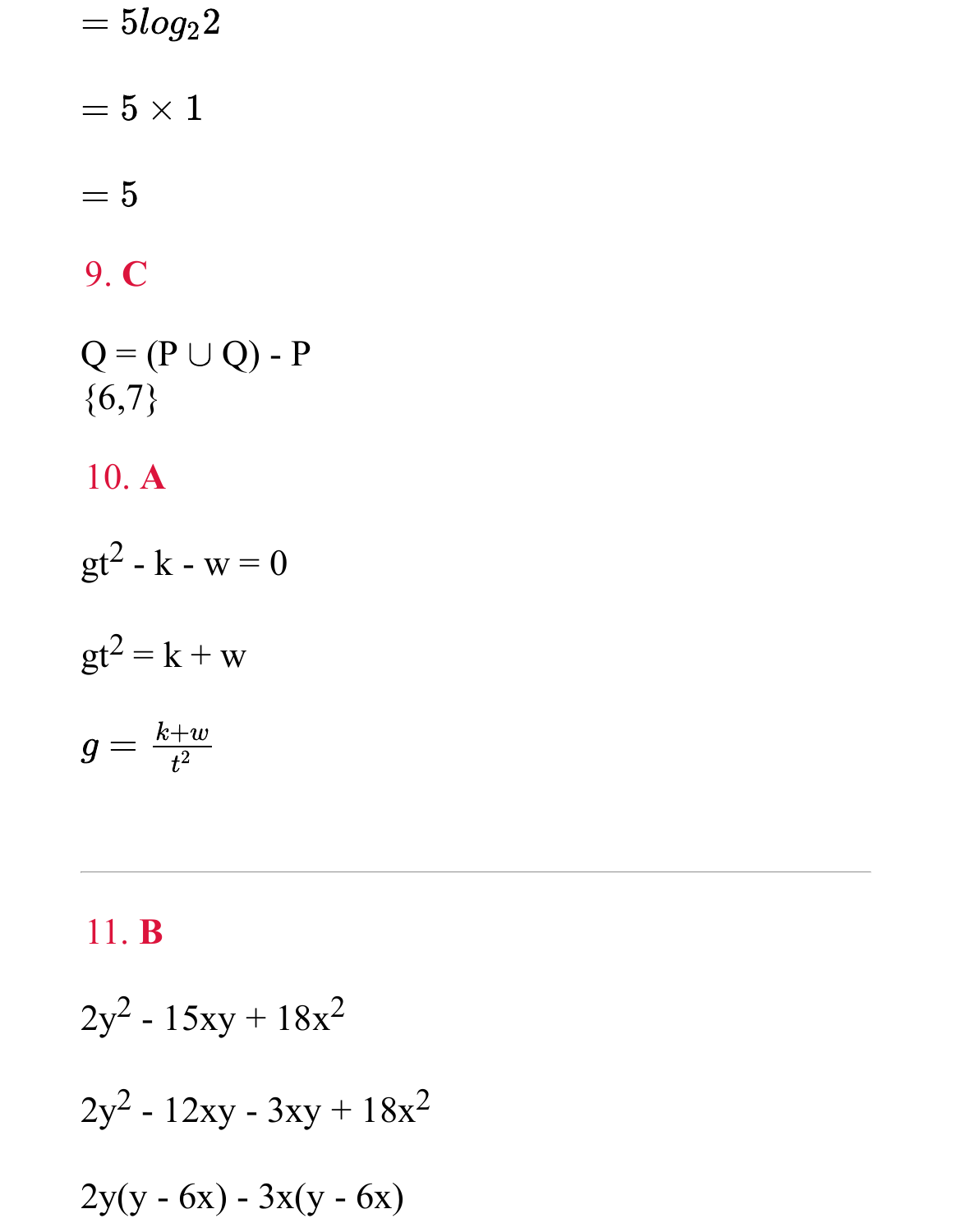$= 5log_2 2$

$= 5 \times 1$

$= 5$

**9. C**

$Q = (P \cup Q) - P$
$\{6,7\}$

**10. A**

$gt^2 - k - w = 0$

$gt^2 = k + w$

$g = \frac{k+w}{t^2}$

---

**11. B**

$2y^2 - 15xy + 18x^2$

$2y^2 - 12xy - 3xy + 18x^2$

$2y(y - 6x) - 3x(y - 6x)$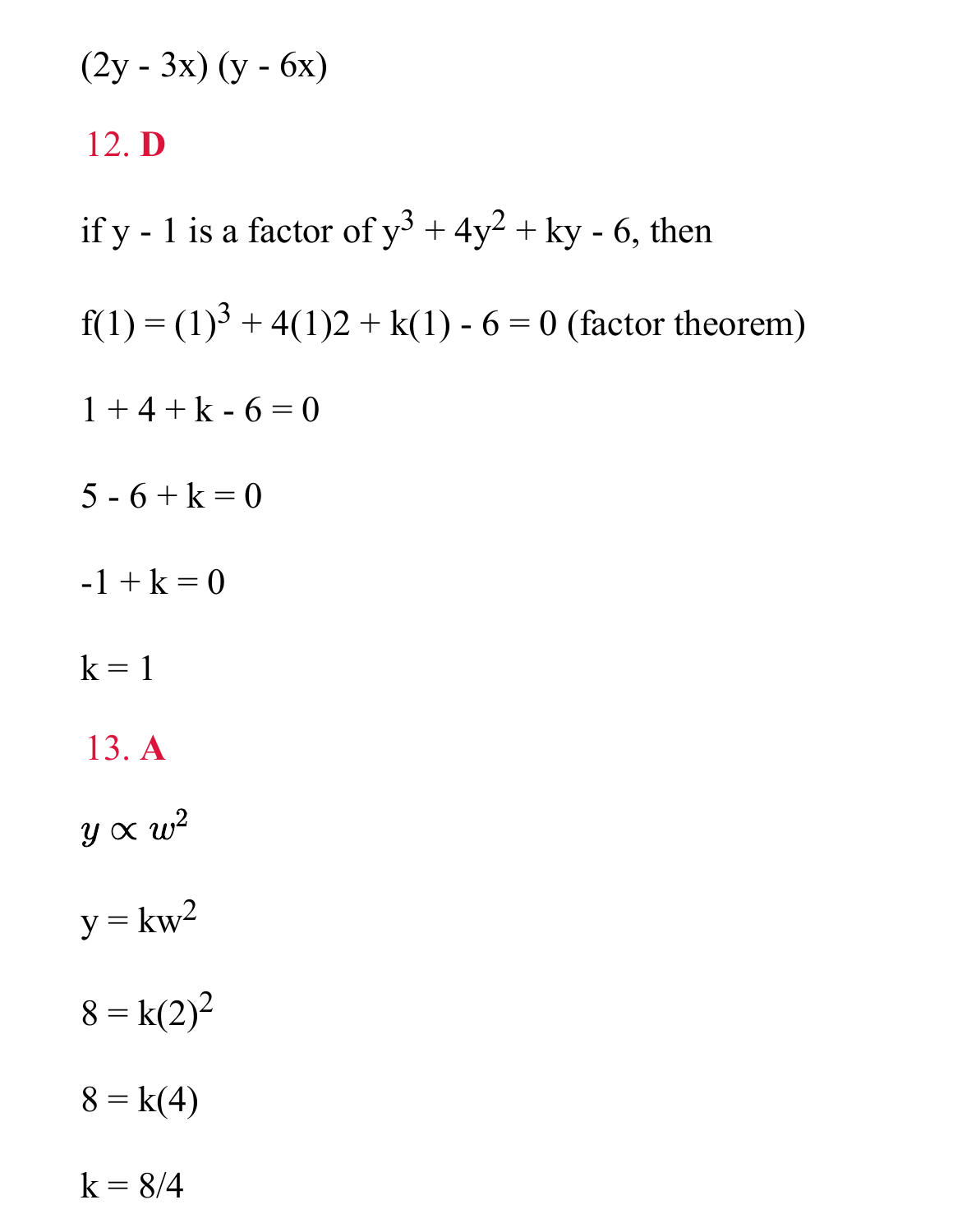$(2y - 3x)(y - 6x)$

12. **D**

if $y - 1$ is a factor of $y^3 + 4y^2 + ky - 6$, then

$f(1) = (1)^3 + 4(1)2 + k(1) - 6 = 0$ (factor theorem)

$1 + 4 + k - 6 = 0$

$5 - 6 + k = 0$

$-1 + k = 0$

$k = 1$

13. **A**

$y \propto w^2$

$y = kw^2$

$8 = k(2)^2$

$8 = k(4)$

$k = 8/4$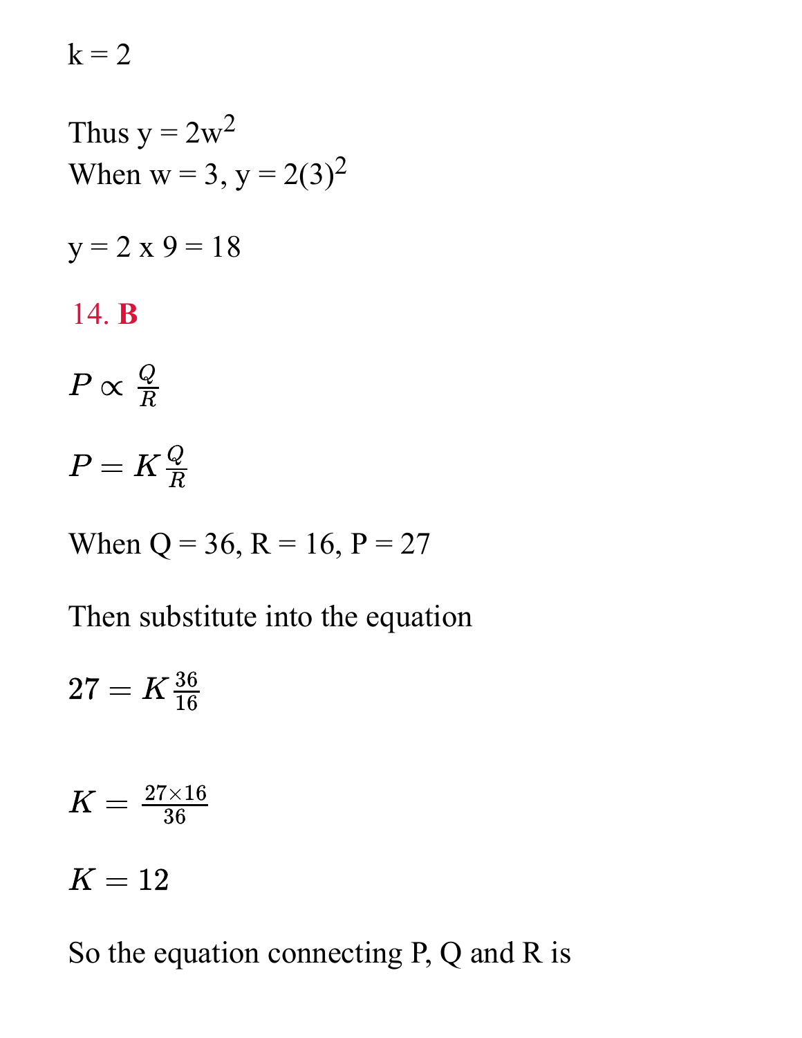k = 2

Thus $y = 2w^2$
When w = 3, $y = 2(3)^2$

y = 2 x 9 = 18

14. **B**

$P \propto \frac{Q}{R}$

$P = K\frac{Q}{R}$

When Q = 36, R = 16, P = 27

Then substitute into the equation

$27 = K\frac{36}{16}$

$K = \frac{27 \times 16}{36}$

$K = 12$

So the equation connecting P, Q and R is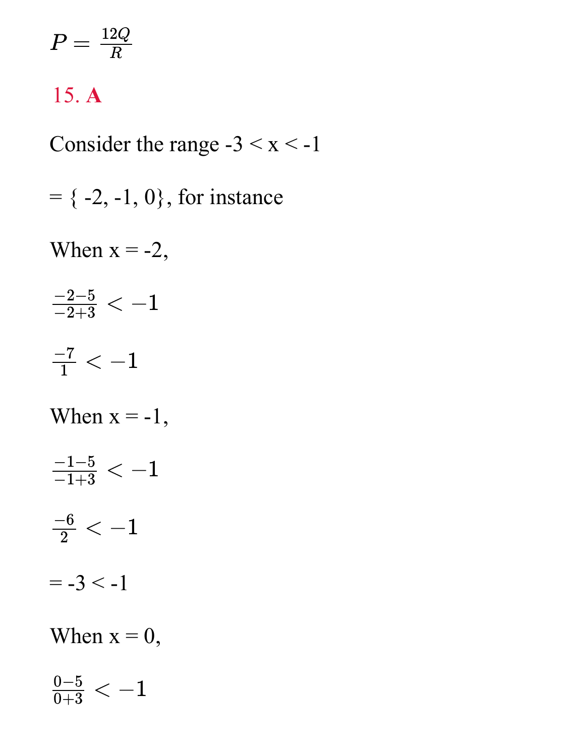$P = \frac{12Q}{R}$

**15. A**

Consider the range -3 < x < -1

= { -2, -1, 0}, for instance

When x = -2,

$\frac{-2-5}{-2+3} < -1$

$\frac{-7}{1} < -1$

When x = -1,

$\frac{-1-5}{-1+3} < -1$

$\frac{-6}{2} < -1$

= -3 < -1

When x = 0,

$\frac{0-5}{0+3} < -1$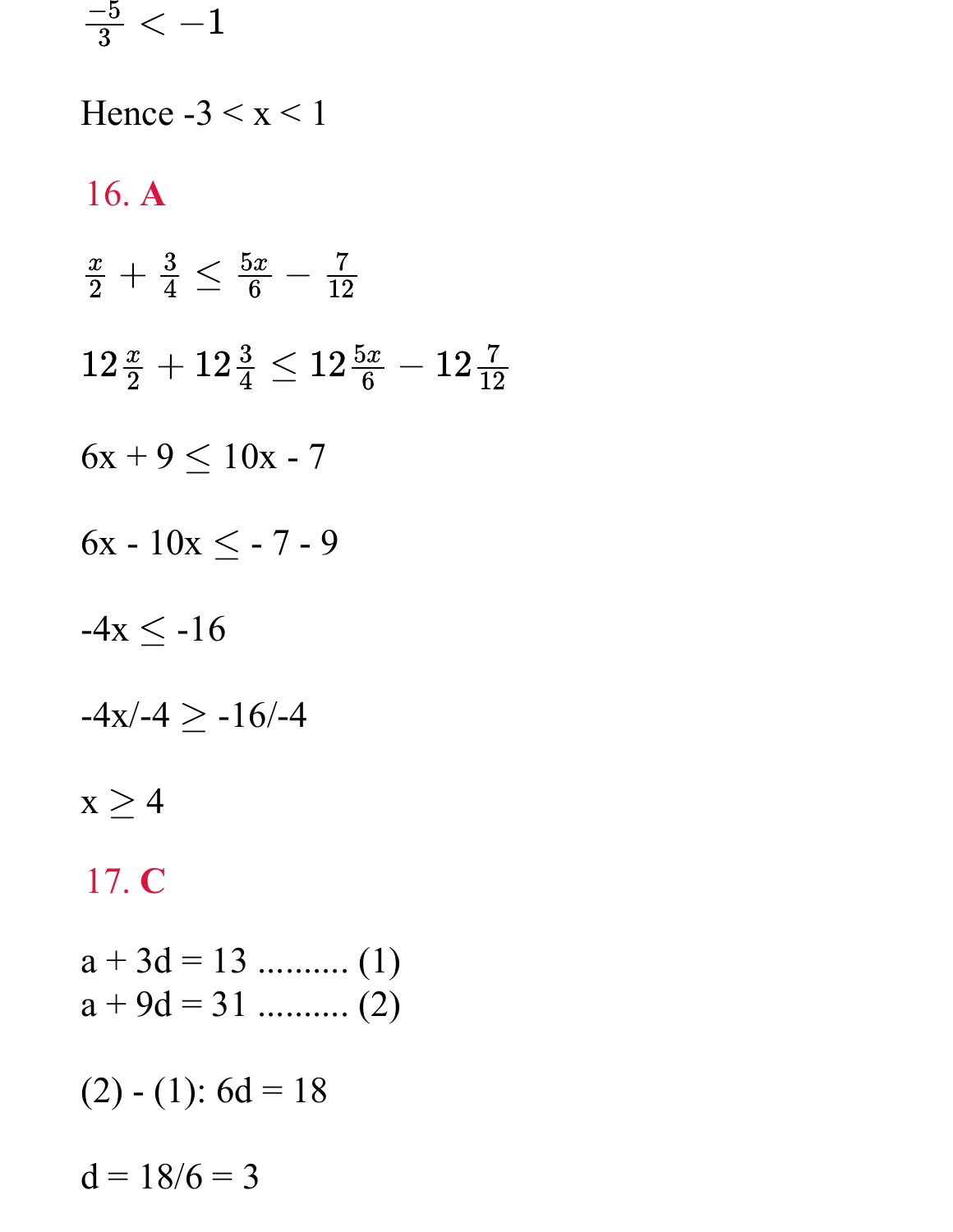$\frac{-5}{3} < -1$

Hence -3 < x < 1

**16. A**

$\frac{x}{2} + \frac{3}{4} \leq \frac{5x}{6} - \frac{7}{12}$

$12\frac{x}{2} + 12\frac{3}{4} \leq 12\frac{5x}{6} - 12\frac{7}{12}$

$6x + 9 \leq 10x - 7$

$6x - 10x \leq -7 - 9$

$-4x \leq -16$

$-4x/-4 \geq -16/-4$

$x \geq 4$

**17. C**

a + 3d = 13 .......... (1)
a + 9d = 31 .......... (2)

(2) - (1): 6d = 18

d = 18/6 = 3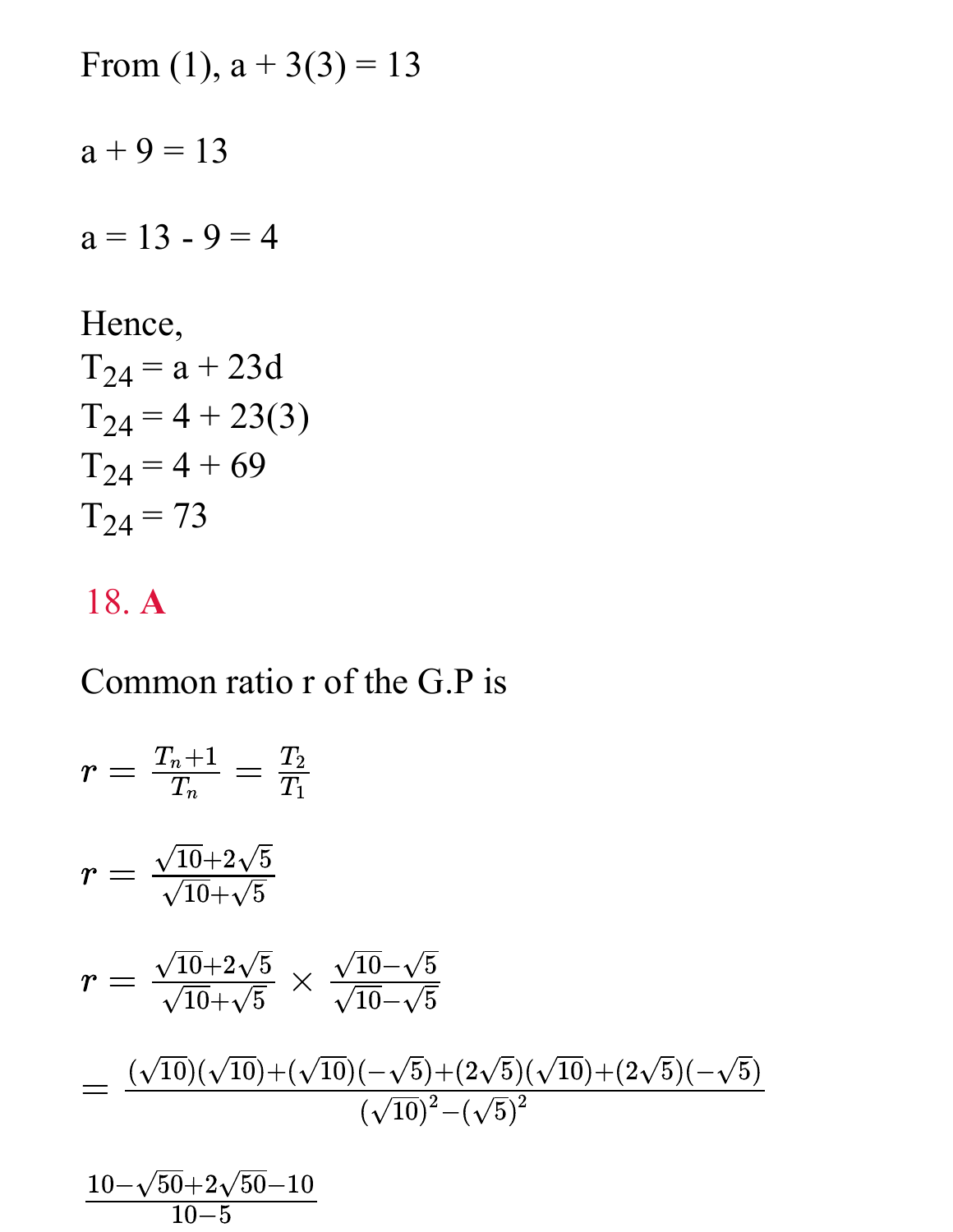From (1), a + 3(3) = 13

a + 9 = 13

a = 13 - 9 = 4

Hence,
$T_{24} = a + 23d$
$T_{24} = 4 + 23(3)$
$T_{24} = 4 + 69$
$T_{24} = 73$

18. **A**

Common ratio r of the G.P is

$$r = \frac{T_n+1}{T_n} = \frac{T_2}{T_1}$$

$$r = \frac{\sqrt{10}+2\sqrt{5}}{\sqrt{10}+\sqrt{5}}$$

$$r = \frac{\sqrt{10}+2\sqrt{5}}{\sqrt{10}+\sqrt{5}} \times \frac{\sqrt{10}-\sqrt{5}}{\sqrt{10}-\sqrt{5}}$$

$$= \frac{(\sqrt{10})(\sqrt{10})+(\sqrt{10})(-\sqrt{5})+(2\sqrt{5})(\sqrt{10})+(2\sqrt{5})(-\sqrt{5})}{(\sqrt{10})^2-(\sqrt{5})^2}$$

$$\frac{10-\sqrt{50}+2\sqrt{50}-10}{10-5}$$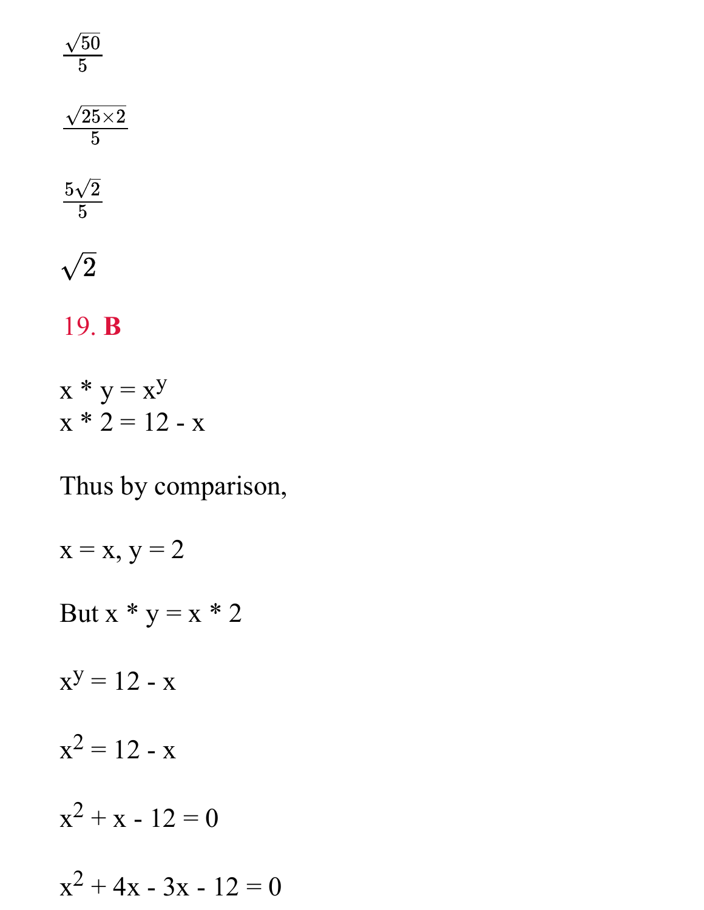$$\frac{\sqrt{50}}{5}$$

$$\frac{\sqrt{25\times2}}{5}$$

$$\frac{5\sqrt{2}}{5}$$

$$\sqrt{2}$$

19. **B**

$x * y = x^y$
$x * 2 = 12 - x$

Thus by comparison,

$x = x, y = 2$

But $x * y = x * 2$

$x^y = 12 - x$

$x^2 = 12 - x$

$x^2 + x - 12 = 0$

$x^2 + 4x - 3x - 12 = 0$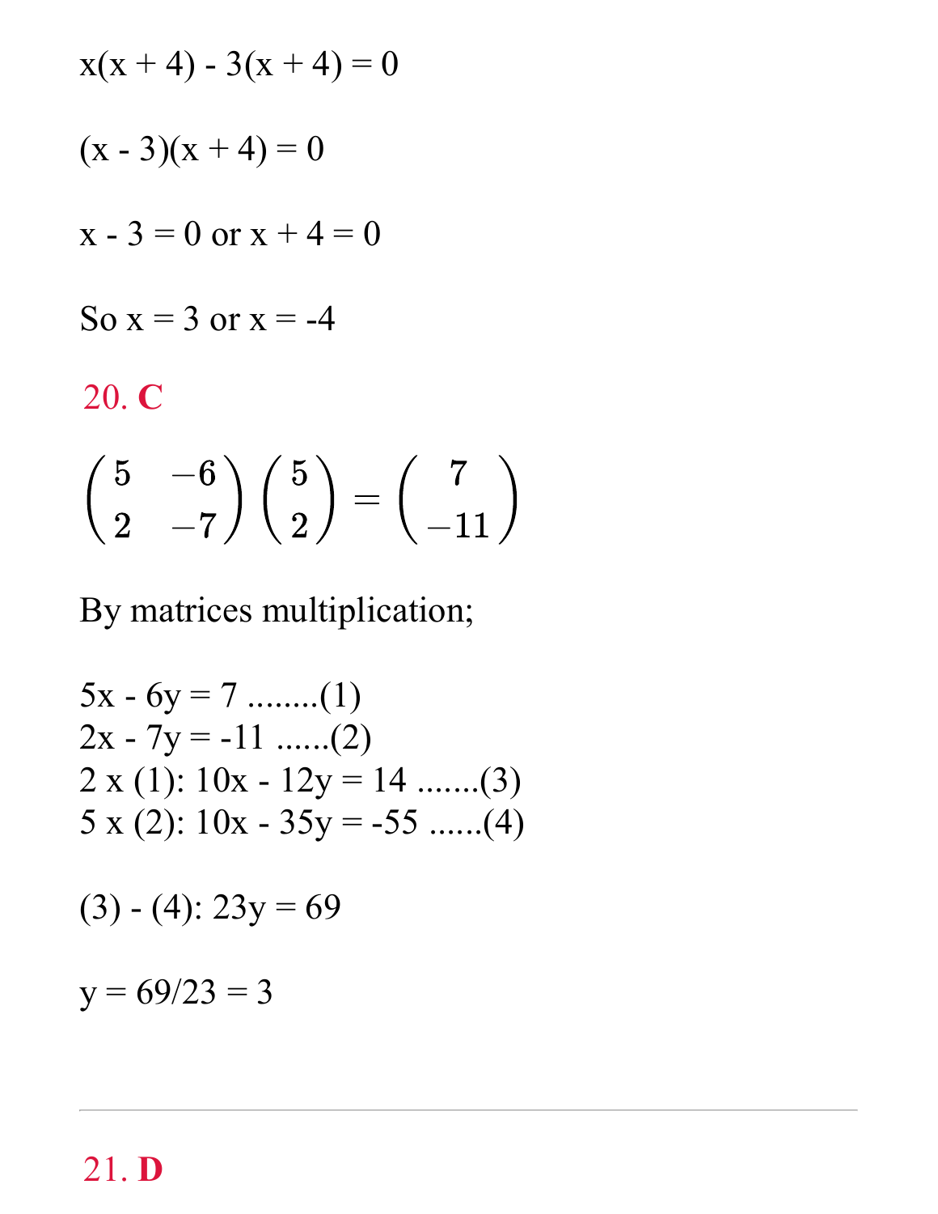$x(x + 4) - 3(x + 4) = 0$

$(x - 3)(x + 4) = 0$

$x - 3 = 0$ or $x + 4 = 0$

So $x = 3$ or $x = -4$

20. **C**

$$\begin{pmatrix} 5 & -6 \\ 2 & -7 \end{pmatrix} \begin{pmatrix} 5 \\ 2 \end{pmatrix} = \begin{pmatrix} 7 \\ -11 \end{pmatrix}$$

By matrices multiplication;

$5x - 6y = 7$ ........(1)
$2x - 7y = -11$ ......(2)
$2 \times (1)$: $10x - 12y = 14$ .......(3)
$5 \times (2)$: $10x - 35y = -55$ ......(4)

$(3) - (4)$: $23y = 69$

$y = 69/23 = 3$

---

21. **D**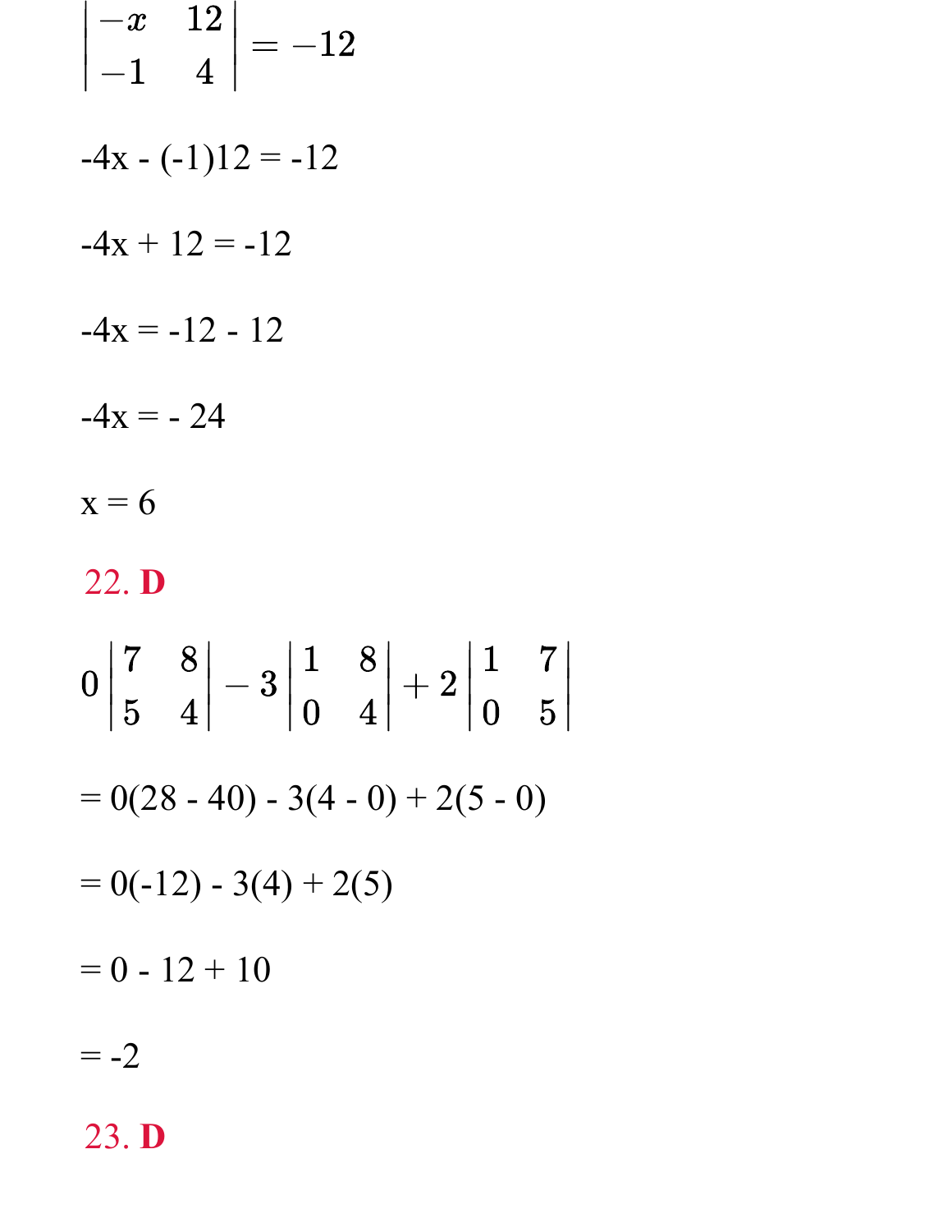$$\begin{vmatrix} -x & 12 \\ -1 & 4 \end{vmatrix} = -12$$

-4x - (-1)12 = -12

-4x + 12 = -12

-4x = -12 - 12

-4x = - 24

x = 6

**22. D**

$$0\begin{vmatrix} 7 & 8 \\ 5 & 4 \end{vmatrix} - 3\begin{vmatrix} 1 & 8 \\ 0 & 4 \end{vmatrix} + 2\begin{vmatrix} 1 & 7 \\ 0 & 5 \end{vmatrix}$$

= 0(28 - 40) - 3(4 - 0) + 2(5 - 0)

= 0(-12) - 3(4) + 2(5)

= 0 - 12 + 10

= -2

**23. D**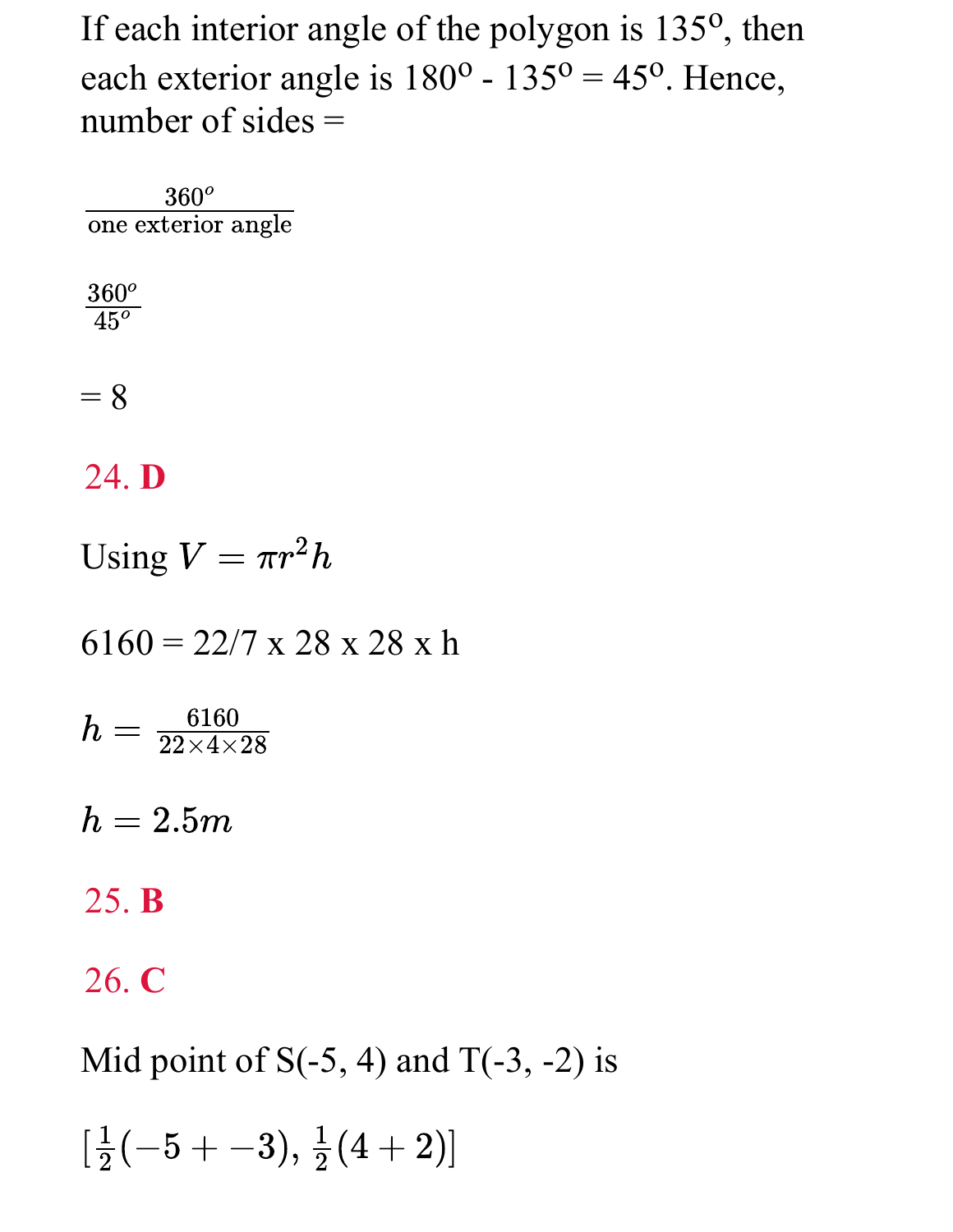If each interior angle of the polygon is 135$^o$, then each exterior angle is 180$^o$ - 135$^o$ = 45$^o$. Hence, number of sides =

$$\frac{360^o}{\text{one exterior angle}}$$

$$\frac{360^o}{45^o}$$

= 8

**24. D**

Using $V = \pi r^2 h$

6160 = 22/7 x 28 x 28 x h

$$h = \frac{6160}{22 \times 4 \times 28}$$

$$h = 2.5m$$

**25. B**

**26. C**

Mid point of S(-5, 4) and T(-3, -2) is

$$[\tfrac{1}{2}(-5 + -3), \tfrac{1}{2}(4 + 2)]$$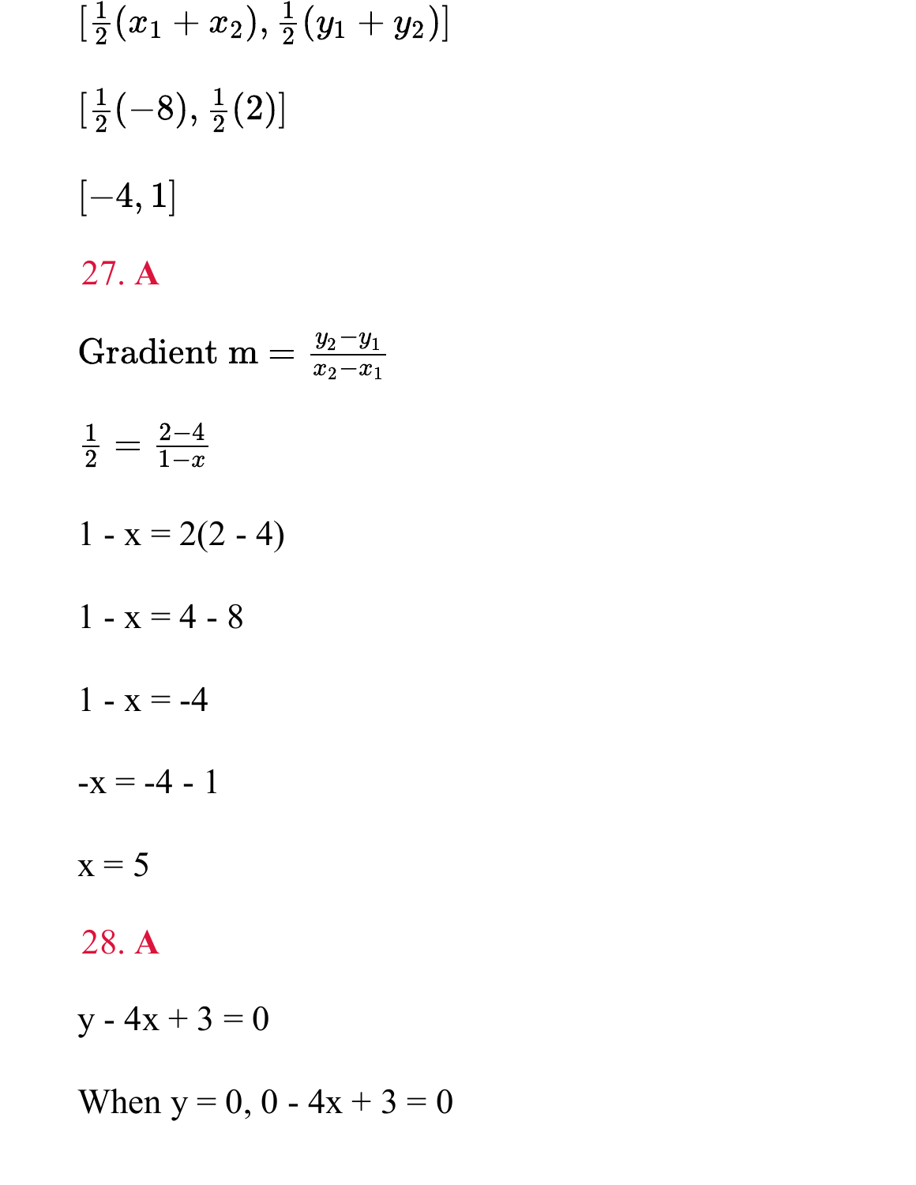$[\frac{1}{2}(x_1 + x_2), \frac{1}{2}(y_1 + y_2)]$

$[\frac{1}{2}(-8), \frac{1}{2}(2)]$

$[-4, 1]$

**27. A**

Gradient m $= \frac{y_2 - y_1}{x_2 - x_1}$

$\frac{1}{2} = \frac{2-4}{1-x}$

1 - x = 2(2 - 4)

1 - x = 4 - 8

1 - x = -4

-x = -4 - 1

x = 5

**28. A**

y - 4x + 3 = 0

When y = 0, 0 - 4x + 3 = 0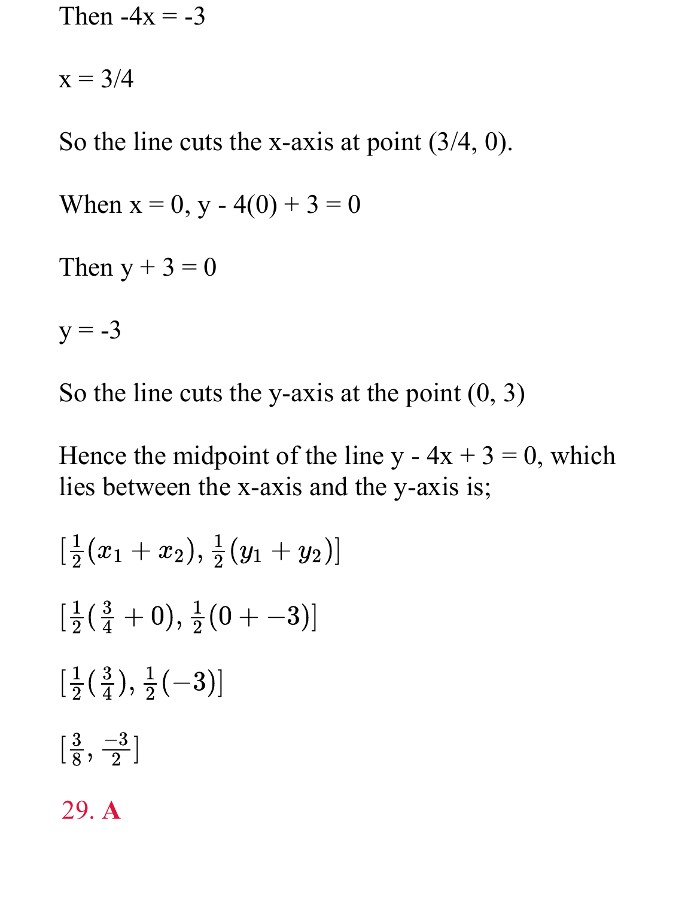Then $-4x = -3$

$x = 3/4$

So the line cuts the x-axis at point $(3/4, 0)$.

When $x = 0$, $y - 4(0) + 3 = 0$

Then $y + 3 = 0$

$y = -3$

So the line cuts the y-axis at the point $(0, 3)$

Hence the midpoint of the line $y - 4x + 3 = 0$, which lies between the x-axis and the y-axis is;

$$\left[\tfrac{1}{2}(x_1 + x_2), \tfrac{1}{2}(y_1 + y_2)\right]$$

$$\left[\tfrac{1}{2}\left(\tfrac{3}{4} + 0\right), \tfrac{1}{2}(0 + -3)\right]$$

$$\left[\tfrac{1}{2}\left(\tfrac{3}{4}\right), \tfrac{1}{2}(-3)\right]$$

$$\left[\tfrac{3}{8}, \tfrac{-3}{2}\right]$$

**29. A**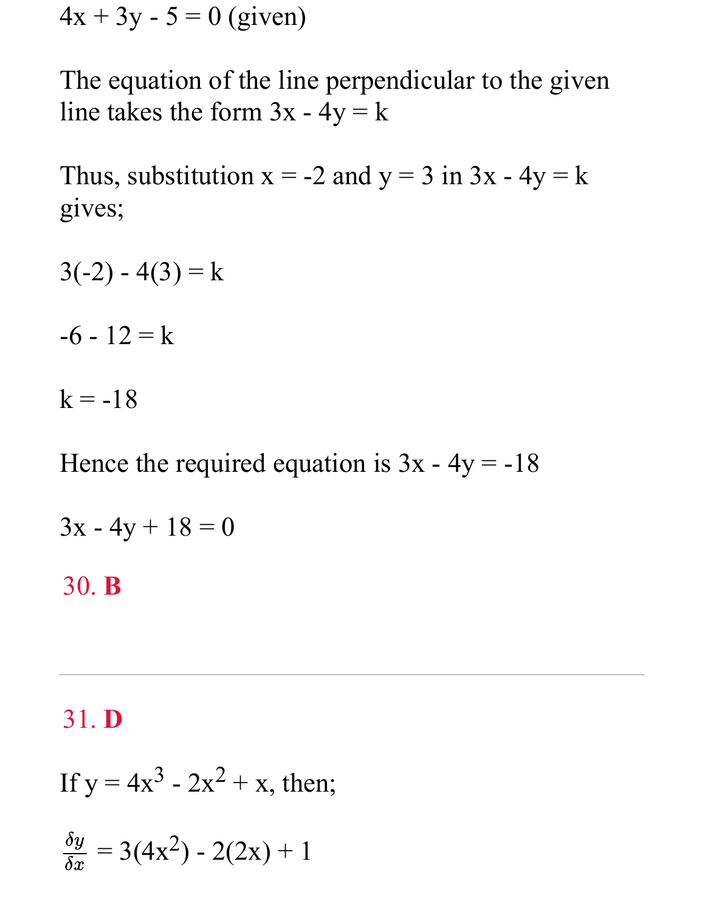$4x + 3y - 5 = 0$ (given)

The equation of the line perpendicular to the given line takes the form $3x - 4y = k$

Thus, substitution $x = -2$ and $y = 3$ in $3x - 4y = k$ gives;

$3(-2) - 4(3) = k$

$-6 - 12 = k$

$k = -18$

Hence the required equation is $3x - 4y = -18$

$3x - 4y + 18 = 0$

30. **B**

---

31. **D**

If $y = 4x^3 - 2x^2 + x$, then;

$\frac{\delta y}{\delta x} = 3(4x^2) - 2(2x) + 1$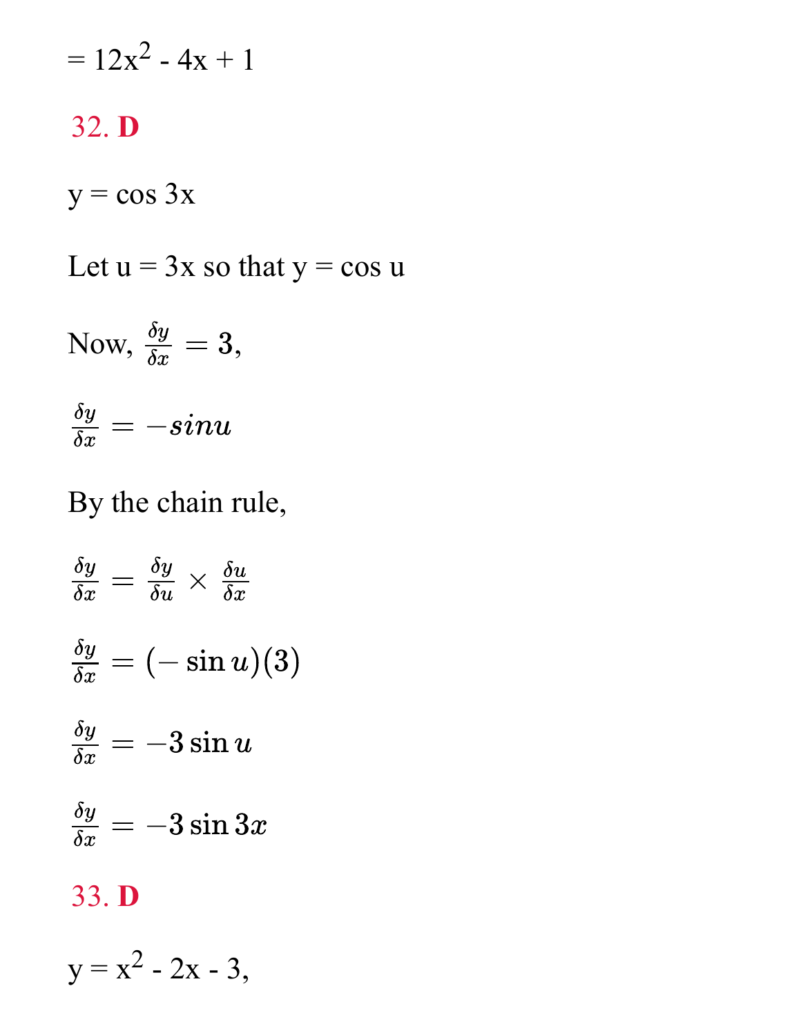$= 12x^2 - 4x + 1$

**32. D**

$y = \cos 3x$

Let $u = 3x$ so that $y = \cos u$

Now, $\frac{\delta y}{\delta x} = 3,$

$$\frac{\delta y}{\delta x} = -sinu$$

By the chain rule,

$$\frac{\delta y}{\delta x} = \frac{\delta y}{\delta u} \times \frac{\delta u}{\delta x}$$

$$\frac{\delta y}{\delta x} = (-\sin u)(3)$$

$$\frac{\delta y}{\delta x} = -3\sin u$$

$$\frac{\delta y}{\delta x} = -3\sin 3x$$

**33. D**

$y = x^2 - 2x - 3,$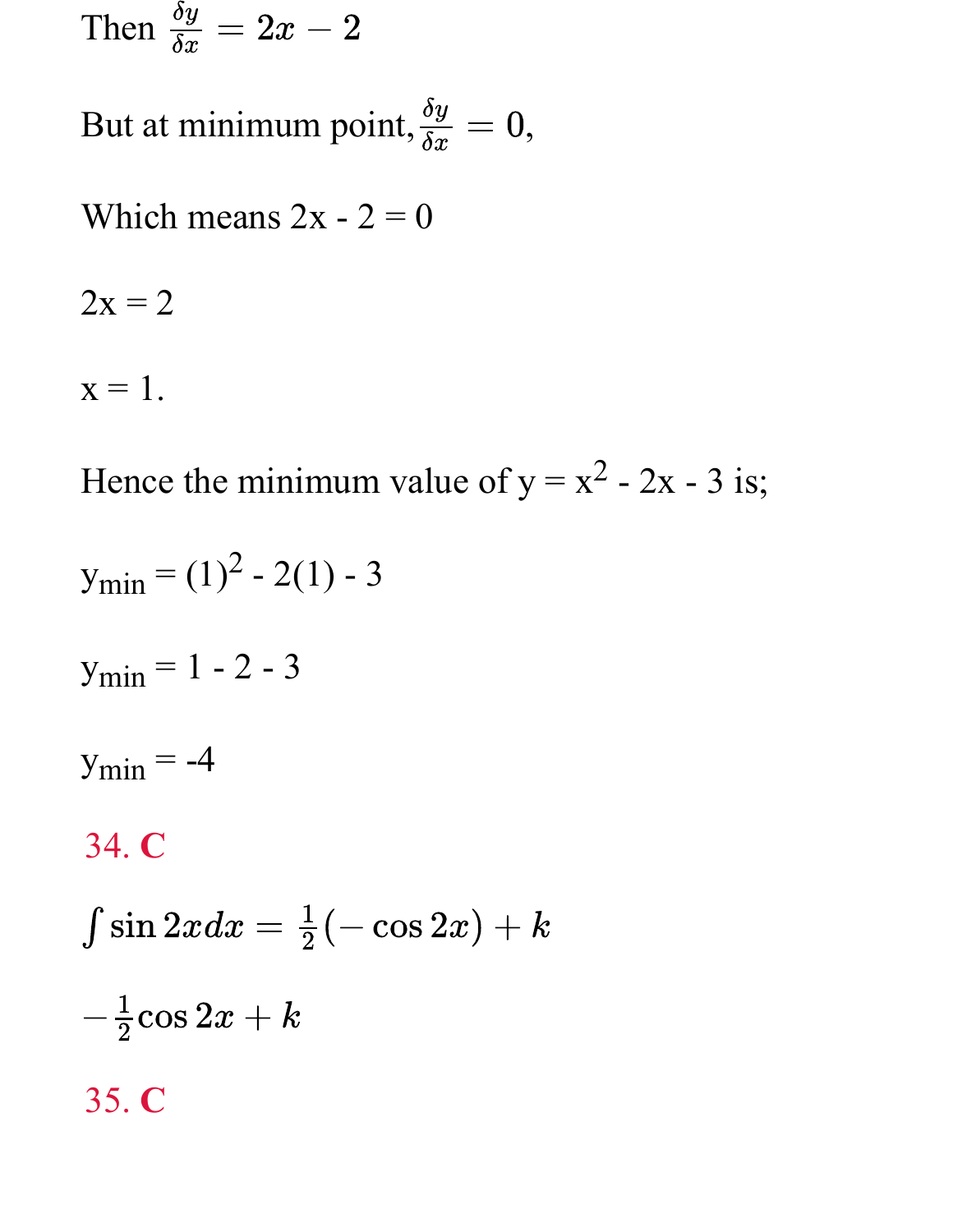Then $\frac{\delta y}{\delta x} = 2x - 2$

But at minimum point, $\frac{\delta y}{\delta x} = 0$,

Which means $2x - 2 = 0$

$2x = 2$

$x = 1$.

Hence the minimum value of $y = x^2 - 2x - 3$ is;

$y_{min} = (1)^2 - 2(1) - 3$

$y_{min} = 1 - 2 - 3$

$y_{min} = -4$

**34. C**

$\int \sin 2x dx = \frac{1}{2}(-\cos 2x) + k$

$-\frac{1}{2}\cos 2x + k$

**35. C**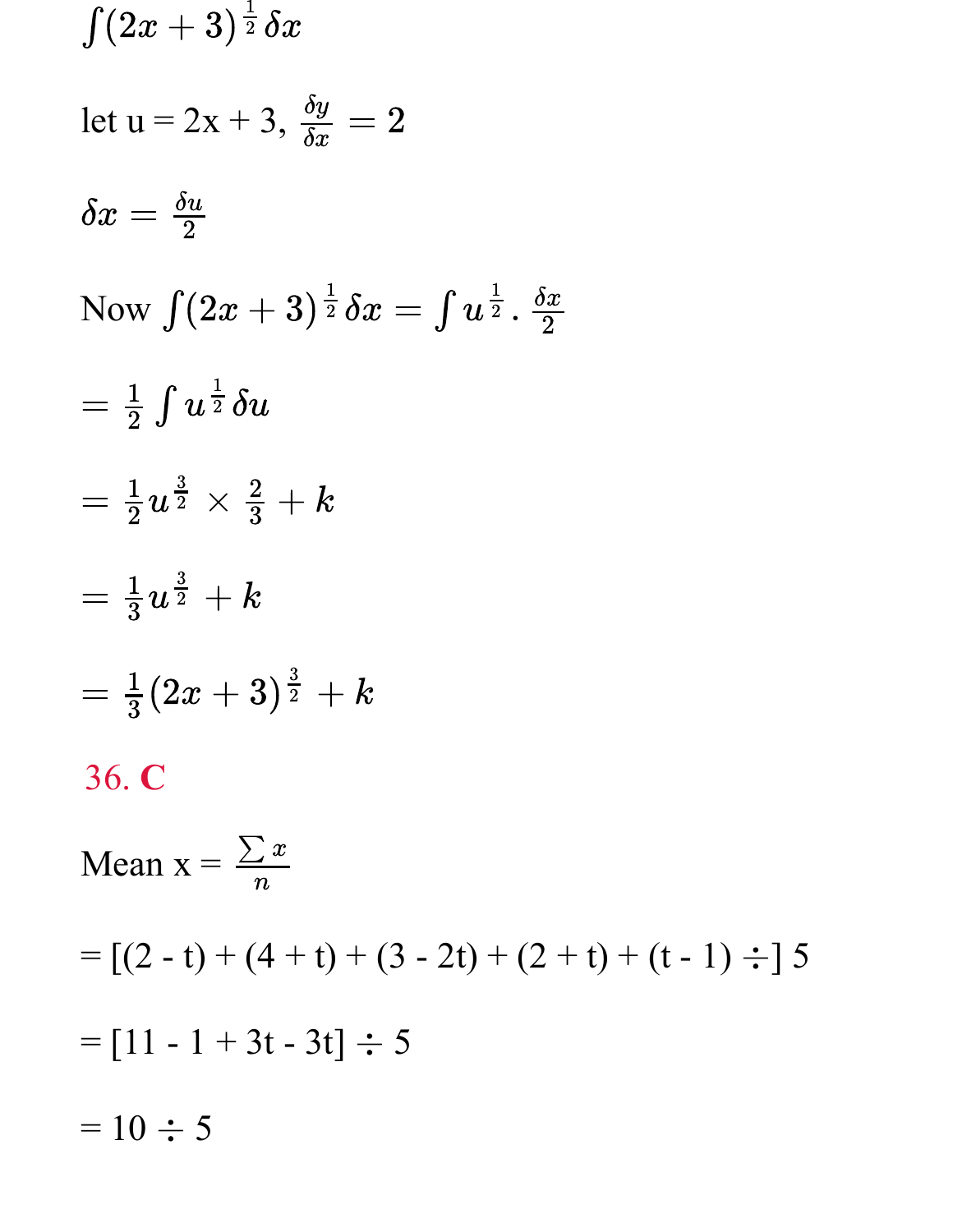$\int (2x + 3)^{\frac{1}{2}} \delta x$

let u = 2x + 3, $\frac{\delta y}{\delta x} = 2$

$\delta x = \frac{\delta u}{2}$

Now $\int (2x + 3)^{\frac{1}{2}} \delta x = \int u^{\frac{1}{2}} . \frac{\delta x}{2}$

$= \frac{1}{2} \int u^{\frac{1}{2}} \delta u$

$= \frac{1}{2} u^{\frac{3}{2}} \times \frac{2}{3} + k$

$= \frac{1}{3} u^{\frac{3}{2}} + k$

$= \frac{1}{3} (2x + 3)^{\frac{3}{2}} + k$

**36. C**

Mean x = $\frac{\sum x}{n}$

= [(2 - t) + (4 + t) + (3 - 2t) + (2 + t) + (t - 1) ÷] 5

= [11 - 1 + 3t - 3t] ÷ 5

= 10 ÷ 5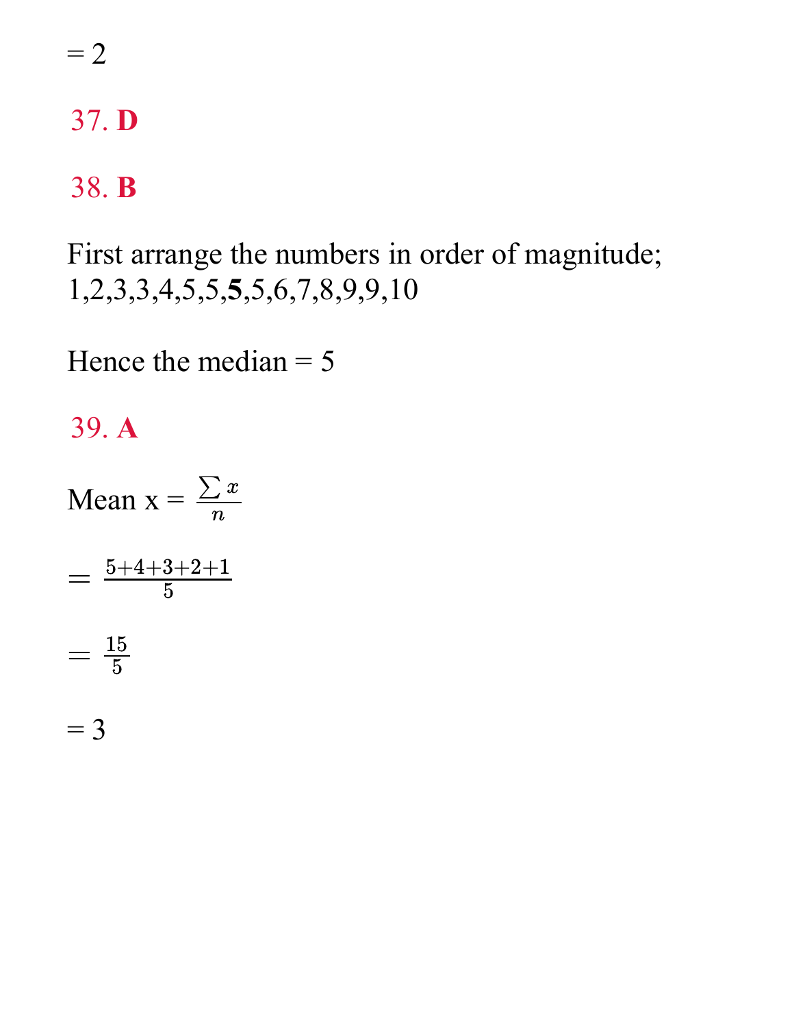= 2

37. **D**

38. **B**

First arrange the numbers in order of magnitude;
1,2,3,3,4,5,5,5,**5**,5,6,7,8,9,9,10

Hence the median = 5

39. **A**

Mean x = $\frac{\sum x}{n}$

$= \frac{5+4+3+2+1}{5}$

$= \frac{15}{5}$

= 3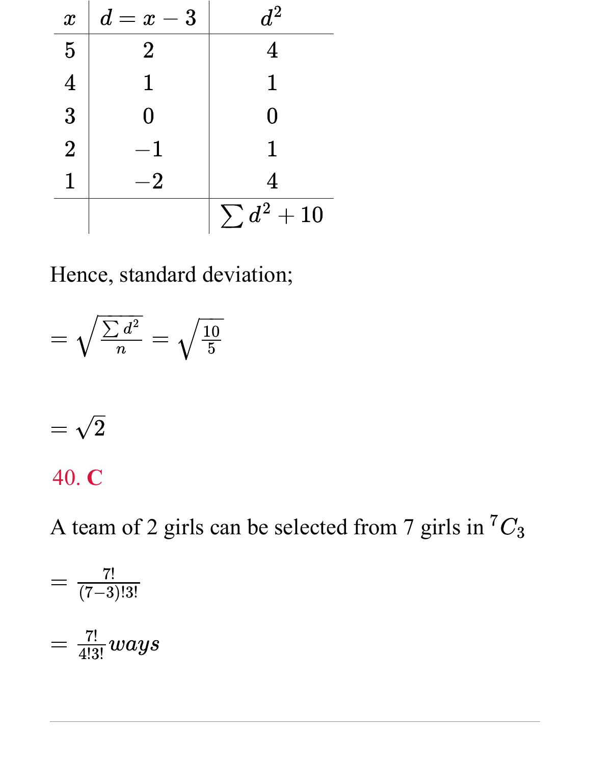| $x$ | $d = x - 3$ | $d^2$ |
|---|---|---|
| 5 | 2 | 4 |
| 4 | 1 | 1 |
| 3 | 0 | 0 |
| 2 | $-1$ | 1 |
| 1 | $-2$ | 4 |
| | | $\sum d^2 + 10$ |

Hence, standard deviation;

$$= \sqrt{\frac{\sum d^2}{n}} = \sqrt{\frac{10}{5}}$$

$$= \sqrt{2}$$

**40. C**

A team of 2 girls can be selected from 7 girls in ${}^7C_3$

$$= \frac{7!}{(7-3)!3!}$$

$$= \frac{7!}{4!3!} ways$$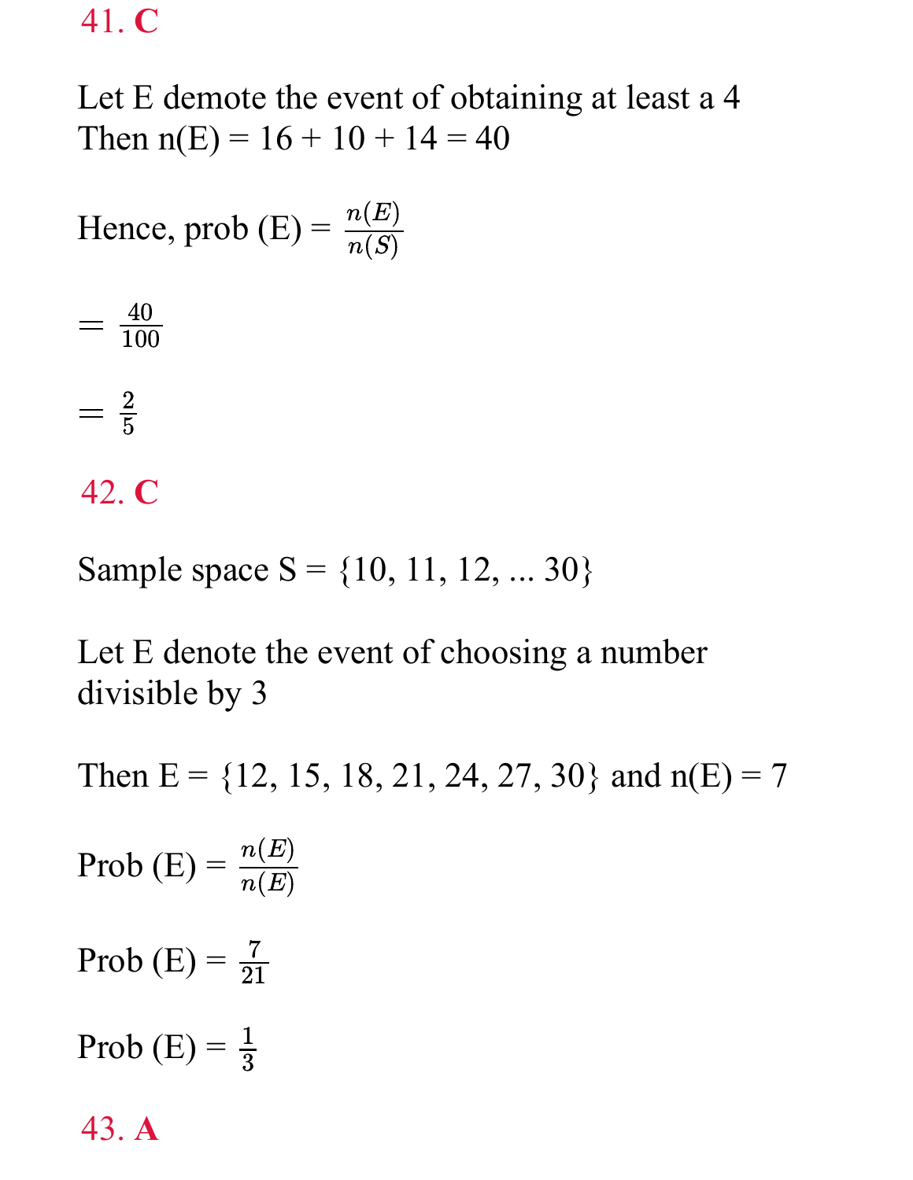**41. C**

Let E demote the event of obtaining at least a 4
Then n(E) = 16 + 10 + 14 = 40

Hence, prob (E) = $\frac{n(E)}{n(S)}$

$= \frac{40}{100}$

$= \frac{2}{5}$

**42. C**

Sample space S = {10, 11, 12, ... 30}

Let E denote the event of choosing a number divisible by 3

Then E = {12, 15, 18, 21, 24, 27, 30} and n(E) = 7

Prob (E) = $\frac{n(E)}{n(E)}$

Prob (E) = $\frac{7}{21}$

Prob (E) = $\frac{1}{3}$

**43. A**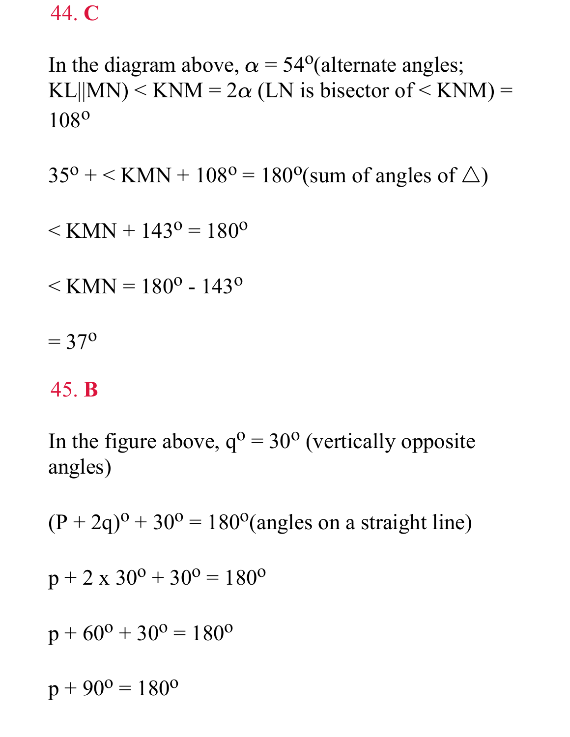**44. C**

In the diagram above, $\alpha = 54^o$(alternate angles; KL||MN) < KNM = $2\alpha$ (LN is bisector of < KNM) = $108^o$

$35^o$ + < KMN + $108^o$ = $180^o$(sum of angles of △)

< KMN + $143^o$ = $180^o$

< KMN = $180^o$ - $143^o$

= $37^o$

**45. B**

In the figure above, $q^o = 30^o$ (vertically opposite angles)

$(P + 2q)^o + 30^o = 180^o$(angles on a straight line)

$p + 2 \times 30^o + 30^o = 180^o$

$p + 60^o + 30^o = 180^o$

$p + 90^o = 180^o$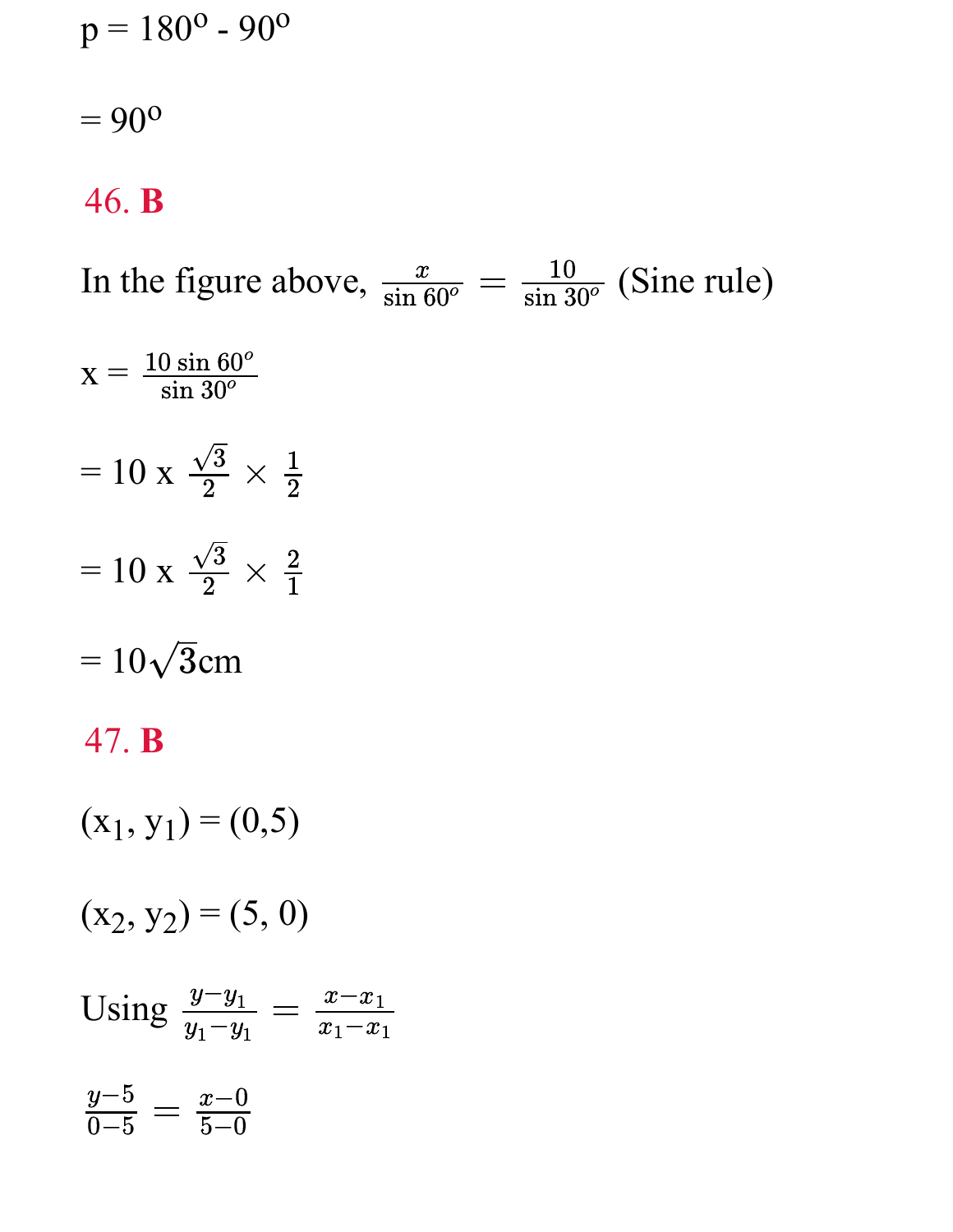$p = 180^o - 90^o$

$= 90^o$

**46. B**

In the figure above, $\frac{x}{\sin 60^o} = \frac{10}{\sin 30^o}$ (Sine rule)

$x = \frac{10 \sin 60^o}{\sin 30^o}$

$= 10 \text{ x } \frac{\sqrt{3}}{2} \times \frac{1}{2}$

$= 10 \text{ x } \frac{\sqrt{3}}{2} \times \frac{2}{1}$

$= 10\sqrt{3}$cm

**47. B**

$(x_1, y_1) = (0,5)$

$(x_2, y_2) = (5, 0)$

Using $\frac{y-y_1}{y_1-y_1} = \frac{x-x_1}{x_1-x_1}$

$\frac{y-5}{0-5} = \frac{x-0}{5-0}$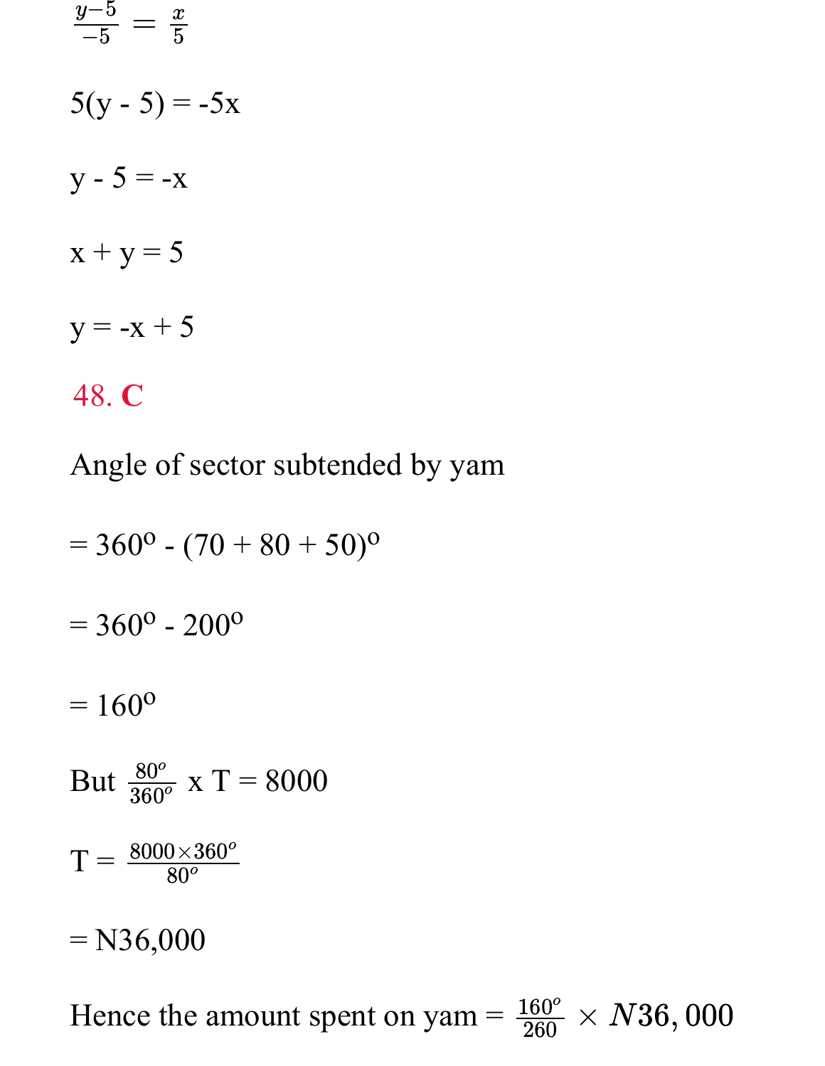$\frac{y-5}{-5} = \frac{x}{5}$

$5(y - 5) = -5x$

$y - 5 = -x$

$x + y = 5$

$y = -x + 5$

**48. C**

Angle of sector subtended by yam

$= 360^o - (70 + 80 + 50)^o$

$= 360^o - 200^o$

$= 160^o$

But $\frac{80^o}{360^o}$ x T = 8000

T = $\frac{8000 \times 360^o}{80^o}$

= N36,000

Hence the amount spent on yam = $\frac{160^o}{260} \times N36,000$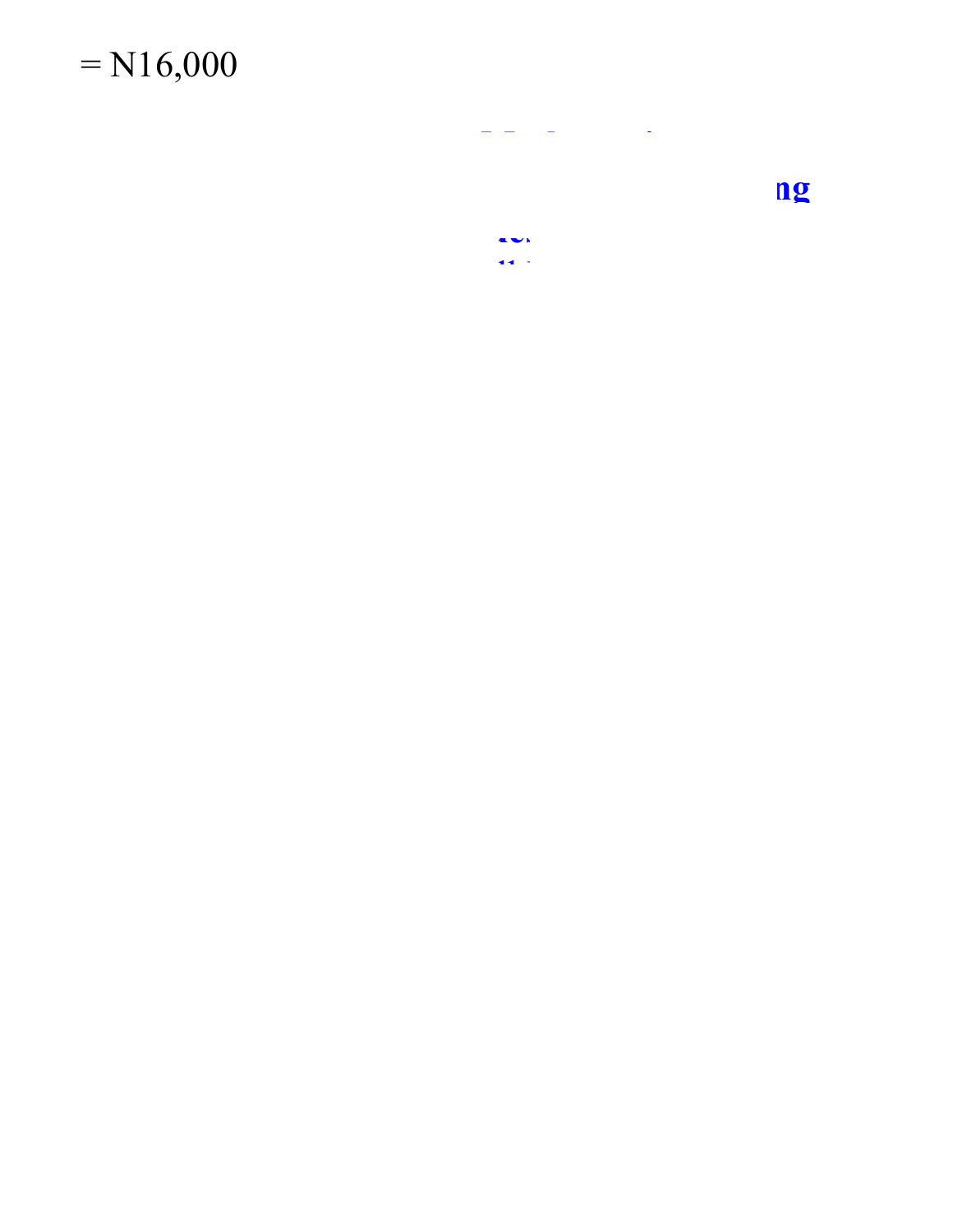= N16,000